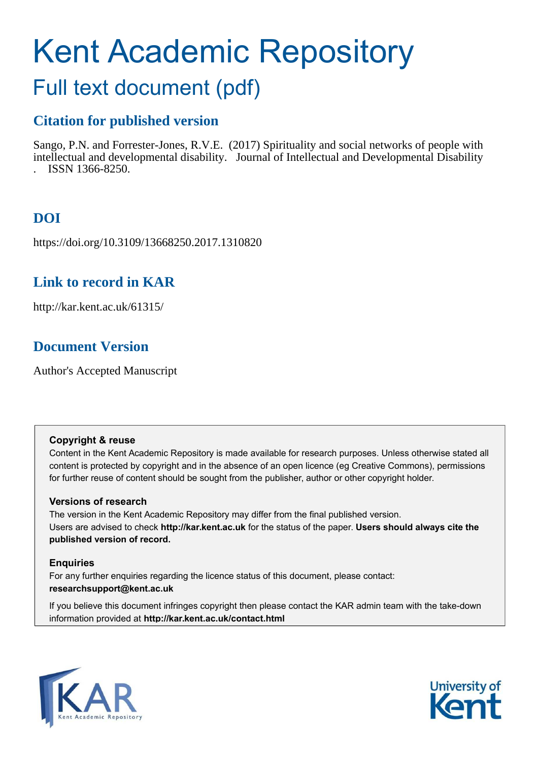# Kent Academic Repository

## Full text document (pdf)

### Citation for published version

Sango, P.N. and Forrester-Jones, R.V.E. (2017) Spirituality and social networks of people with intellectual and developmental disability. Journal of Intellectual and Developmental Disability . ISSN 1366-8250.

### DOI

https://doi.org/10.3109/13668250.2017.1310820

### Link to record in KAR

http://kar.kent.ac.uk/61315/

### Document Version

Author's Accepted Manuscript

**Copyright & reuse**

Content in the Kent Academic Repository is made available for research purposes. Unless otherwise stated all content is protected by copyright and in the absence of an open licence (eg Creative Commons), permissions for further reuse of content should be sought from the publisher, author or other copyright holder.

**Versions of research**

The version in the Kent Academic Repository may differ from the final published version. Users are advised to check **http://kar.kent.ac.uk** for the status of the paper. **Users should always cite the published version of record.**

**Enquiries**

For any further enquiries regarding the licence status of this document, please contact: **researchsupport@kent.ac.uk**

If you believe this document infringes copyright then please contact the KAR admin team with the take-down information provided at **http://kar.kent.ac.uk/contact.html**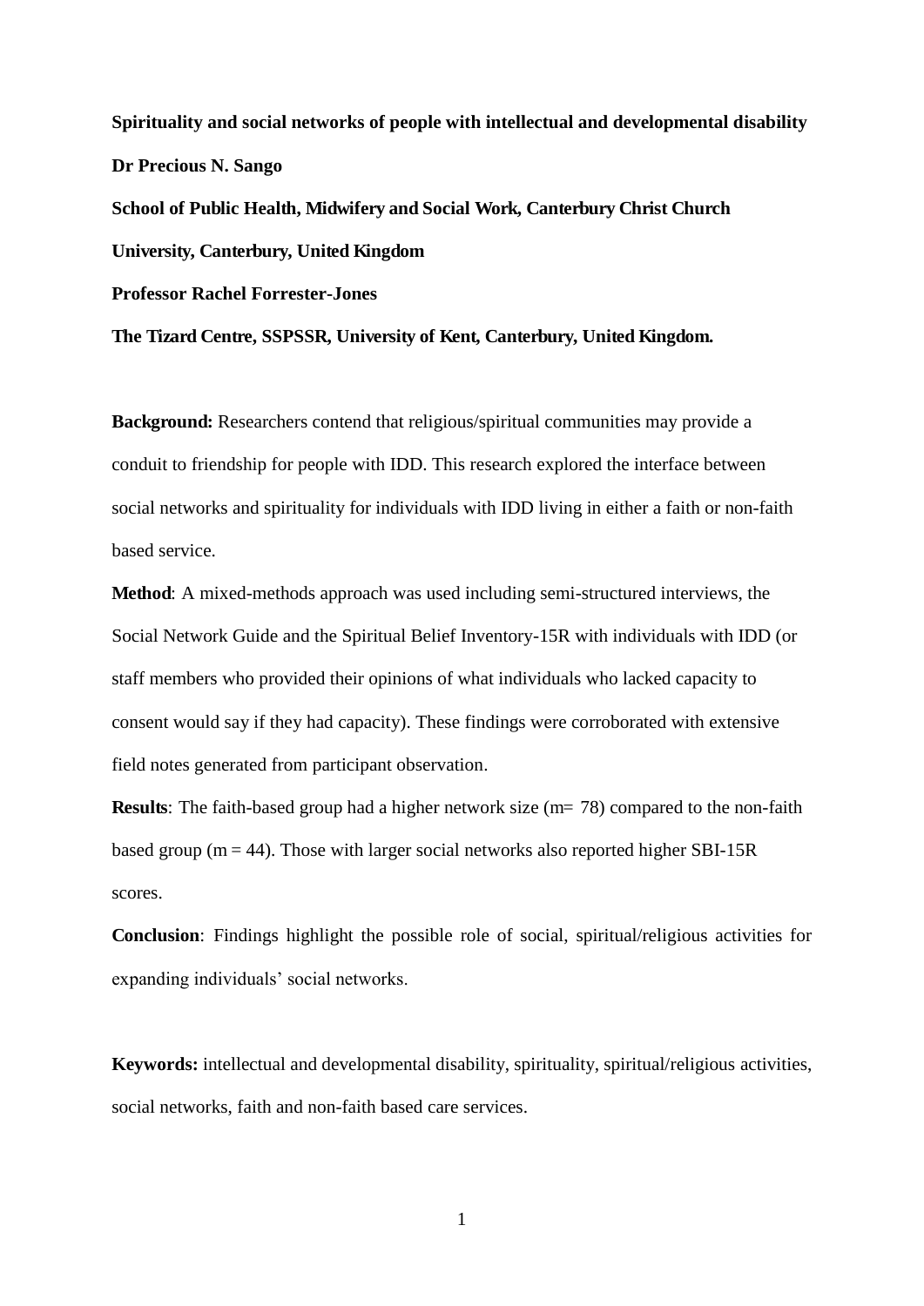**Spirituality and social networks of people with intellectual and developmental disability**

**Dr Precious N. Sango**

**School of Public Health, Midwifery and Social Work, Canterbury Christ Church University, Canterbury, United Kingdom**

**Professor Rachel Forrester-Jones**

**The Tizard Centre, SSPSSR, University of Kent, Canterbury, United Kingdom.**

**Background:** Researchers contend that religious/spiritual communities may provide a conduit to friendship for people with IDD. This research explored the interface between social networks and spirituality for individuals with IDD living in either a faith or non-faith based service.

**Method**: A mixed-methods approach was used including semi-structured interviews, the Social Network Guide and the Spiritual Belief Inventory-15R with individuals with IDD (or staff members who provided their opinions of what individuals who lacked capacity to consent would say if they had capacity). These findings were corroborated with extensive field notes generated from participant observation.

**Results**: The faith-based group had a higher network size (m= 78) compared to the non-faith based group (m = 44). Those with larger social networks also reported higher SBI-15R scores.

**Conclusion**: Findings highlight the possible role of social, spiritual/religious activities for expanding individuals' social networks.

**Keywords:** intellectual and developmental disability, spirituality, spiritual/religious activities, social networks, faith and non-faith based care services.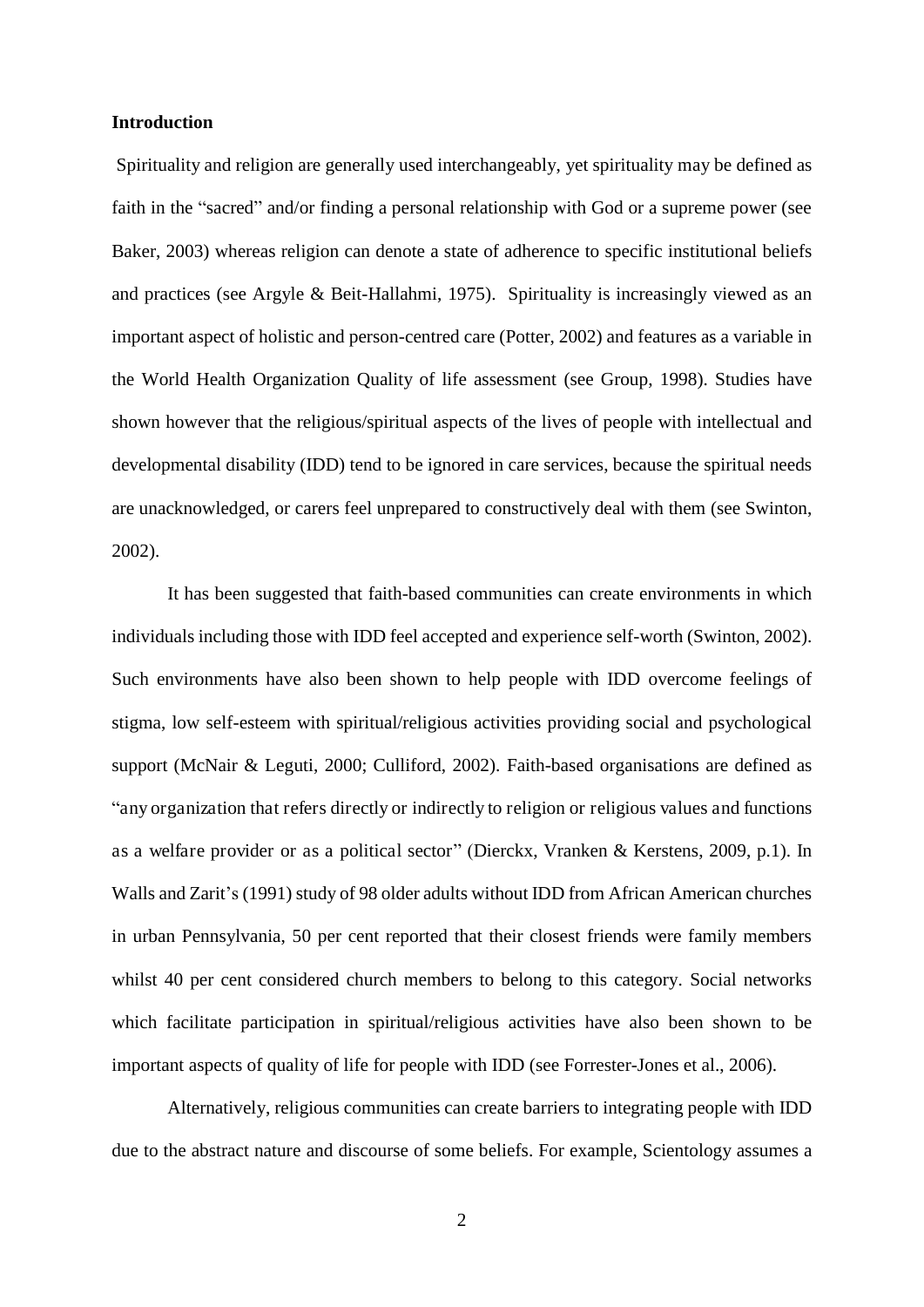**Introduction**

Spirituality and religion are generally used interchangeably, yet spirituality may be defined as faith in the "sacred" and/or finding a personal relationship with God or a supreme power (see Baker, 2003) whereas religion can denote a state of adherence to specific institutional beliefs and practices (see Argyle & Beit-Hallahmi, 1975). Spirituality is increasingly viewed as an important aspect of holistic and person-centred care (Potter, 2002) and features as a variable in the World Health Organization Quality of life assessment (see Group, 1998). Studies have shown however that the religious/spiritual aspects of the lives of people with intellectual and developmental disability (IDD) tend to be ignored in care services, because the spiritual needs are unacknowledged, or carers feel unprepared to constructively deal with them (see Swinton, 2002).

It has been suggested that faith-based communities can create environments in which individuals including those with IDD feel accepted and experience self-worth (Swinton, 2002). Such environments have also been shown to help people with IDD overcome feelings of stigma, low self-esteem with spiritual/religious activities providing social and psychological support (McNair & Leguti, 2000; Culliford, 2002). Faith-based organisations are defined as "any organization that refers directly or indirectly to religion or religious values and functions as a welfare provider or as a political sector" (Dierckx, Vranken & Kerstens, 2009, p.1). In Walls and Zarit's (1991) study of 98 older adults without IDD from African American churches in urban Pennsylvania, 50 per cent reported that their closest friends were family members whilst 40 per cent considered church members to belong to this category. Social networks which facilitate participation in spiritual/religious activities have also been shown to be important aspects of quality of life for people with IDD (see Forrester-Jones et al., 2006).

Alternatively, religious communities can create barriers to integrating people with IDD due to the abstract nature and discourse of some beliefs. For example, Scientology assumes a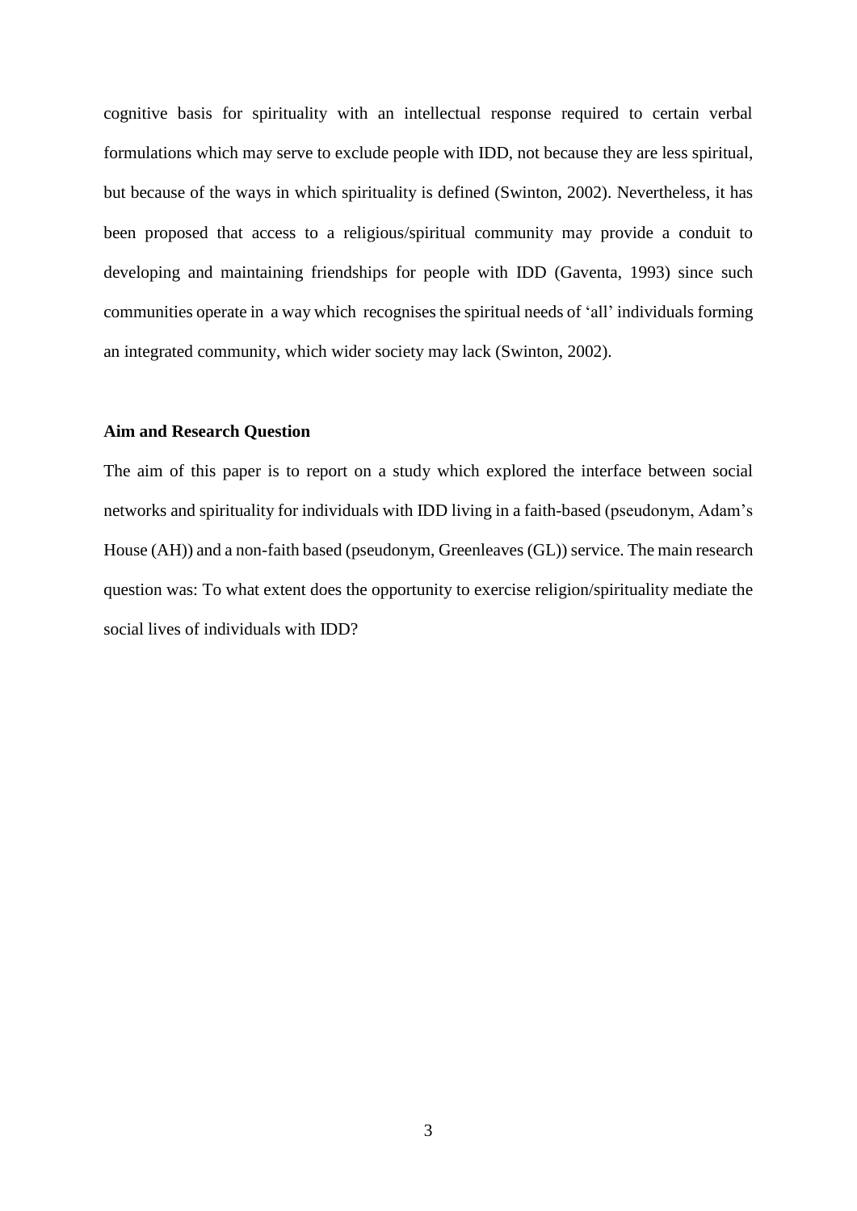cognitive basis for spirituality with an intellectual response required to certain verbal formulations which may serve to exclude people with IDD, not because they are less spiritual, but because of the ways in which spirituality is defined (Swinton, 2002). Nevertheless, it has been proposed that access to a religious/spiritual community may provide a conduit to developing and maintaining friendships for people with IDD (Gaventa, 1993) since such communities operate in a way which recognises the spiritual needs of 'all' individuals forming an integrated community, which wider society may lack (Swinton, 2002).

### Aim and Research Question

The aim of this paper is to report on a study which explored the interface between social networks and spirituality for individuals with IDD living in a faith-based (pseudonym, Adam's House (AH)) and a non-faith based (pseudonym, Greenleaves (GL)) service. The main research question was: To what extent does the opportunity to exercise religion/spirituality mediate the social lives of individuals with IDD?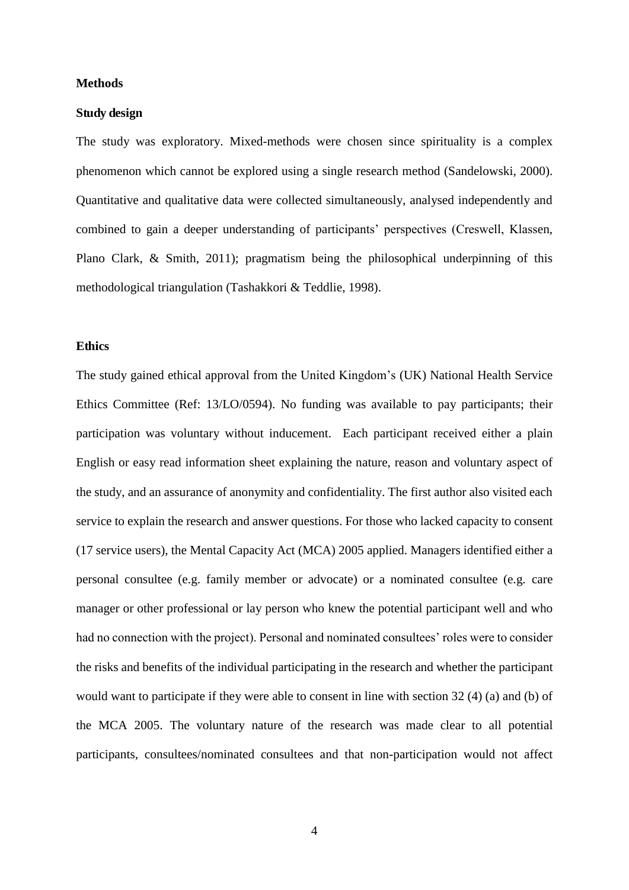## Methods

### Study design

The study was exploratory. Mixed-methods were chosen since spirituality is a complex phenomenon which cannot be explored using a single research method (Sandelowski, 2000). Quantitative and qualitative data were collected simultaneously, analysed independently and combined to gain a deeper understanding of participants' perspectives (Creswell, Klassen, Plano Clark, & Smith, 2011); pragmatism being the philosophical underpinning of this methodological triangulation (Tashakkori & Teddlie, 1998).

### Ethics

The study gained ethical approval from the United Kingdom's (UK) National Health Service Ethics Committee (Ref: 13/LO/0594). No funding was available to pay participants; their participation was voluntary without inducement. Each participant received either a plain English or easy read information sheet explaining the nature, reason and voluntary aspect of the study, and an assurance of anonymity and confidentiality. The first author also visited each service to explain the research and answer questions. For those who lacked capacity to consent (17 service users), the Mental Capacity Act (MCA) 2005 applied. Managers identified either a personal consultee (e.g. family member or advocate) or a nominated consultee (e.g. care manager or other professional or lay person who knew the potential participant well and who had no connection with the project). Personal and nominated consultees' roles were to consider the risks and benefits of the individual participating in the research and whether the participant would want to participate if they were able to consent in line with section 32 (4) (a) and (b) of the MCA 2005. The voluntary nature of the research was made clear to all potential participants, consultees/nominated consultees and that non-participation would not affect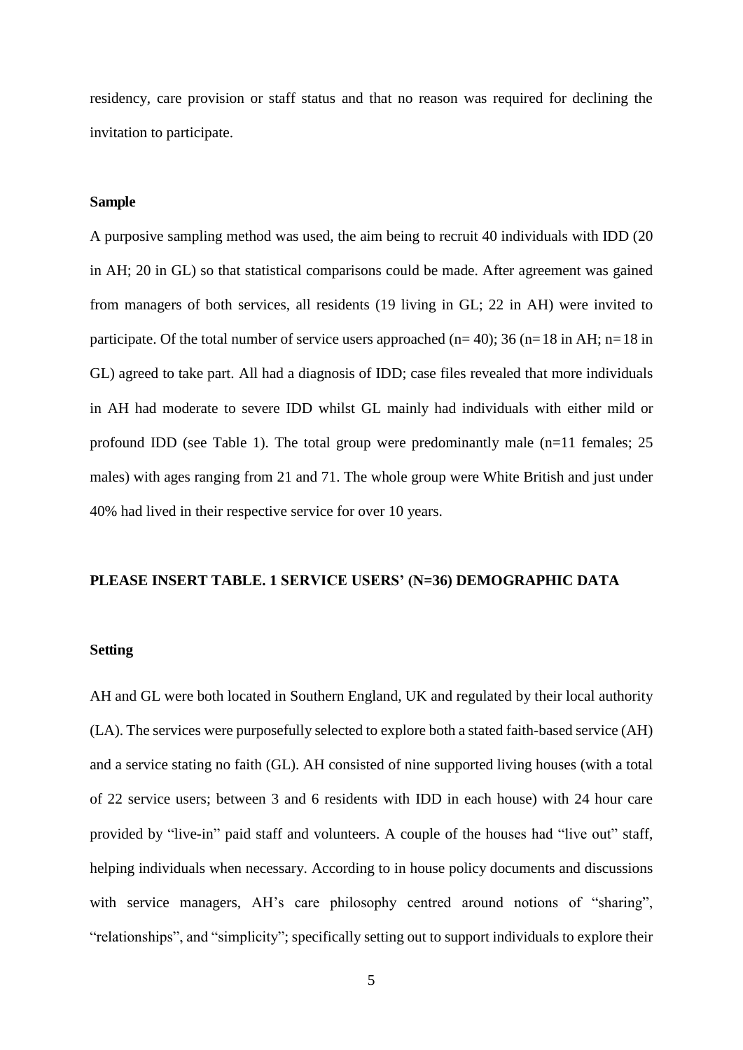residency, care provision or staff status and that no reason was required for declining the invitation to participate.

### Sample

A purposive sampling method was used, the aim being to recruit 40 individuals with IDD (20 in AH; 20 in GL) so that statistical comparisons could be made. After agreement was gained from managers of both services, all residents (19 living in GL; 22 in AH) were invited to participate. Of the total number of service users approached (n= 40); 36 (n= 18 in AH; n= 18 in GL) agreed to take part. All had a diagnosis of IDD; case files revealed that more individuals in AH had moderate to severe IDD whilst GL mainly had individuals with either mild or profound IDD (see Table 1). The total group were predominantly male (n=11 females; 25 males) with ages ranging from 21 and 71. The whole group were White British and just under 40% had lived in their respective service for over 10 years.

**PLEASE INSERT TABLE. 1 SERVICE USERS' (N=36) DEMOGRAPHIC DATA**

### Setting

AH and GL were both located in Southern England, UK and regulated by their local authority (LA). The services were purposefully selected to explore both a stated faith-based service (AH) and a service stating no faith (GL). AH consisted of nine supported living houses (with a total of 22 service users; between 3 and 6 residents with IDD in each house) with 24 hour care provided by "live-in" paid staff and volunteers. A couple of the houses had "live out" staff, helping individuals when necessary. According to in house policy documents and discussions with service managers, AH's care philosophy centred around notions of "sharing", "relationships", and "simplicity"; specifically setting out to support individuals to explore their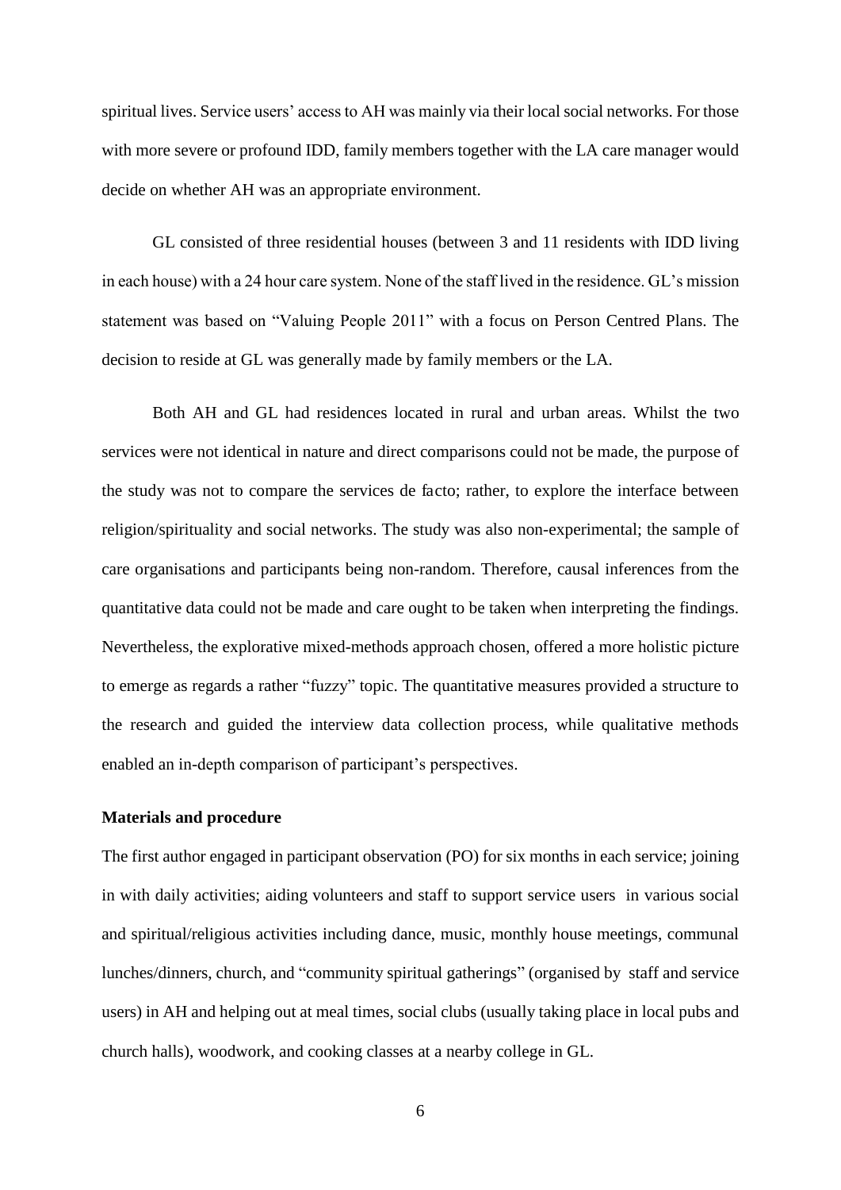spiritual lives. Service users' access to AH was mainly via their local social networks. For those with more severe or profound IDD, family members together with the LA care manager would decide on whether AH was an appropriate environment.

GL consisted of three residential houses (between 3 and 11 residents with IDD living in each house) with a 24 hour care system. None of the staff lived in the residence. GL's mission statement was based on "Valuing People 2011" with a focus on Person Centred Plans. The decision to reside at GL was generally made by family members or the LA.

Both AH and GL had residences located in rural and urban areas. Whilst the two services were not identical in nature and direct comparisons could not be made, the purpose of the study was not to compare the services de facto; rather, to explore the interface between religion/spirituality and social networks. The study was also non-experimental; the sample of care organisations and participants being non-random. Therefore, causal inferences from the quantitative data could not be made and care ought to be taken when interpreting the findings. Nevertheless, the explorative mixed-methods approach chosen, offered a more holistic picture to emerge as regards a rather "fuzzy" topic. The quantitative measures provided a structure to the research and guided the interview data collection process, while qualitative methods enabled an in-depth comparison of participant's perspectives.

### Materials and procedure

The first author engaged in participant observation (PO) for six months in each service; joining in with daily activities; aiding volunteers and staff to support service users in various social and spiritual/religious activities including dance, music, monthly house meetings, communal lunches/dinners, church, and "community spiritual gatherings" (organised by staff and service users) in AH and helping out at meal times, social clubs (usually taking place in local pubs and church halls), woodwork, and cooking classes at a nearby college in GL.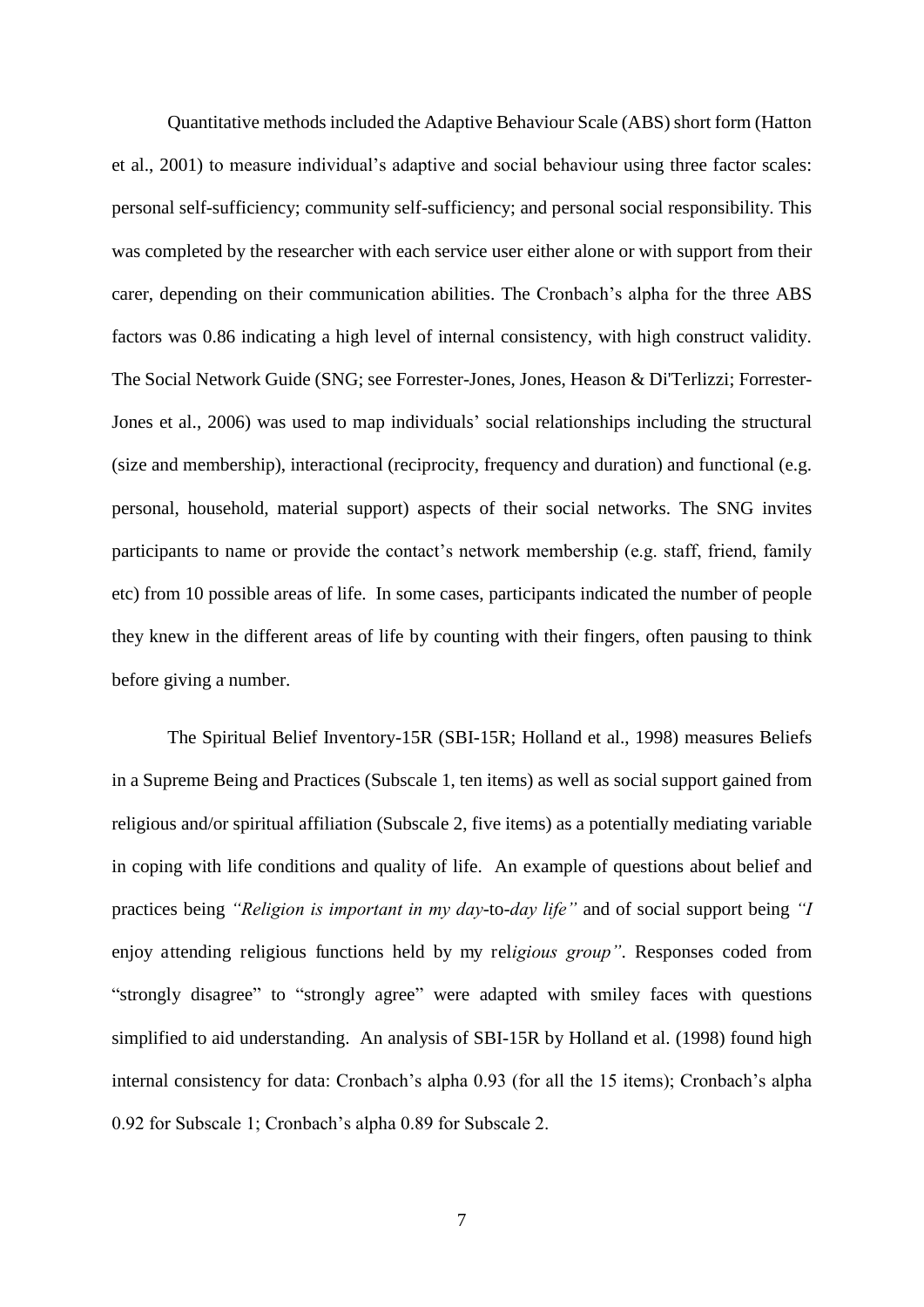Quantitative methods included the Adaptive Behaviour Scale (ABS) short form (Hatton et al., 2001) to measure individual's adaptive and social behaviour using three factor scales: personal self-sufficiency; community self-sufficiency; and personal social responsibility. This was completed by the researcher with each service user either alone or with support from their carer, depending on their communication abilities. The Cronbach's alpha for the three ABS factors was 0.86 indicating a high level of internal consistency, with high construct validity. The Social Network Guide (SNG; see Forrester-Jones, Jones, Heason & Di'Terlizzi; Forrester-Jones et al., 2006) was used to map individuals' social relationships including the structural (size and membership), interactional (reciprocity, frequency and duration) and functional (e.g. personal, household, material support) aspects of their social networks. The SNG invites participants to name or provide the contact's network membership (e.g. staff, friend, family etc) from 10 possible areas of life. In some cases, participants indicated the number of people they knew in the different areas of life by counting with their fingers, often pausing to think before giving a number.

The Spiritual Belief Inventory-15R (SBI-15R; Holland et al., 1998) measures Beliefs in a Supreme Being and Practices (Subscale 1, ten items) as well as social support gained from religious and/or spiritual affiliation (Subscale 2, five items) as a potentially mediating variable in coping with life conditions and quality of life. An example of questions about belief and practices being *"Religion is important in my day*-to-*day life"* and of social support being *"I* enjoy attending religious functions held by my rel*igious group"*. Responses coded from "strongly disagree" to "strongly agree" were adapted with smiley faces with questions simplified to aid understanding. An analysis of SBI-15R by Holland et al. (1998) found high internal consistency for data: Cronbach's alpha 0.93 (for all the 15 items); Cronbach's alpha 0.92 for Subscale 1; Cronbach's alpha 0.89 for Subscale 2.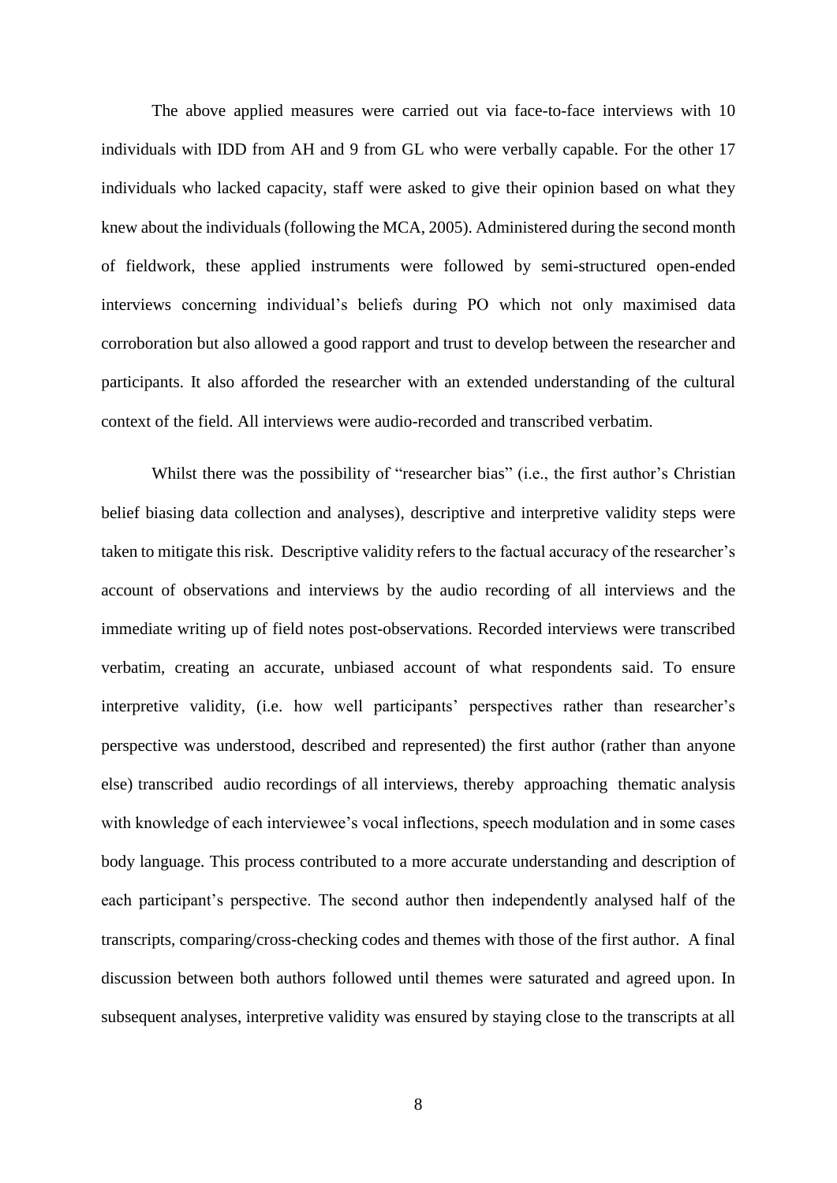The above applied measures were carried out via face-to-face interviews with 10 individuals with IDD from AH and 9 from GL who were verbally capable. For the other 17 individuals who lacked capacity, staff were asked to give their opinion based on what they knew about the individuals (following the MCA, 2005). Administered during the second month of fieldwork, these applied instruments were followed by semi-structured open-ended interviews concerning individual's beliefs during PO which not only maximised data corroboration but also allowed a good rapport and trust to develop between the researcher and participants. It also afforded the researcher with an extended understanding of the cultural context of the field. All interviews were audio-recorded and transcribed verbatim.

Whilst there was the possibility of "researcher bias" (i.e., the first author's Christian belief biasing data collection and analyses), descriptive and interpretive validity steps were taken to mitigate this risk. Descriptive validity refers to the factual accuracy of the researcher's account of observations and interviews by the audio recording of all interviews and the immediate writing up of field notes post-observations. Recorded interviews were transcribed verbatim, creating an accurate, unbiased account of what respondents said. To ensure interpretive validity, (i.e. how well participants' perspectives rather than researcher's perspective was understood, described and represented) the first author (rather than anyone else) transcribed audio recordings of all interviews, thereby approaching thematic analysis with knowledge of each interviewee's vocal inflections, speech modulation and in some cases body language. This process contributed to a more accurate understanding and description of each participant's perspective. The second author then independently analysed half of the transcripts, comparing/cross-checking codes and themes with those of the first author. A final discussion between both authors followed until themes were saturated and agreed upon. In subsequent analyses, interpretive validity was ensured by staying close to the transcripts at all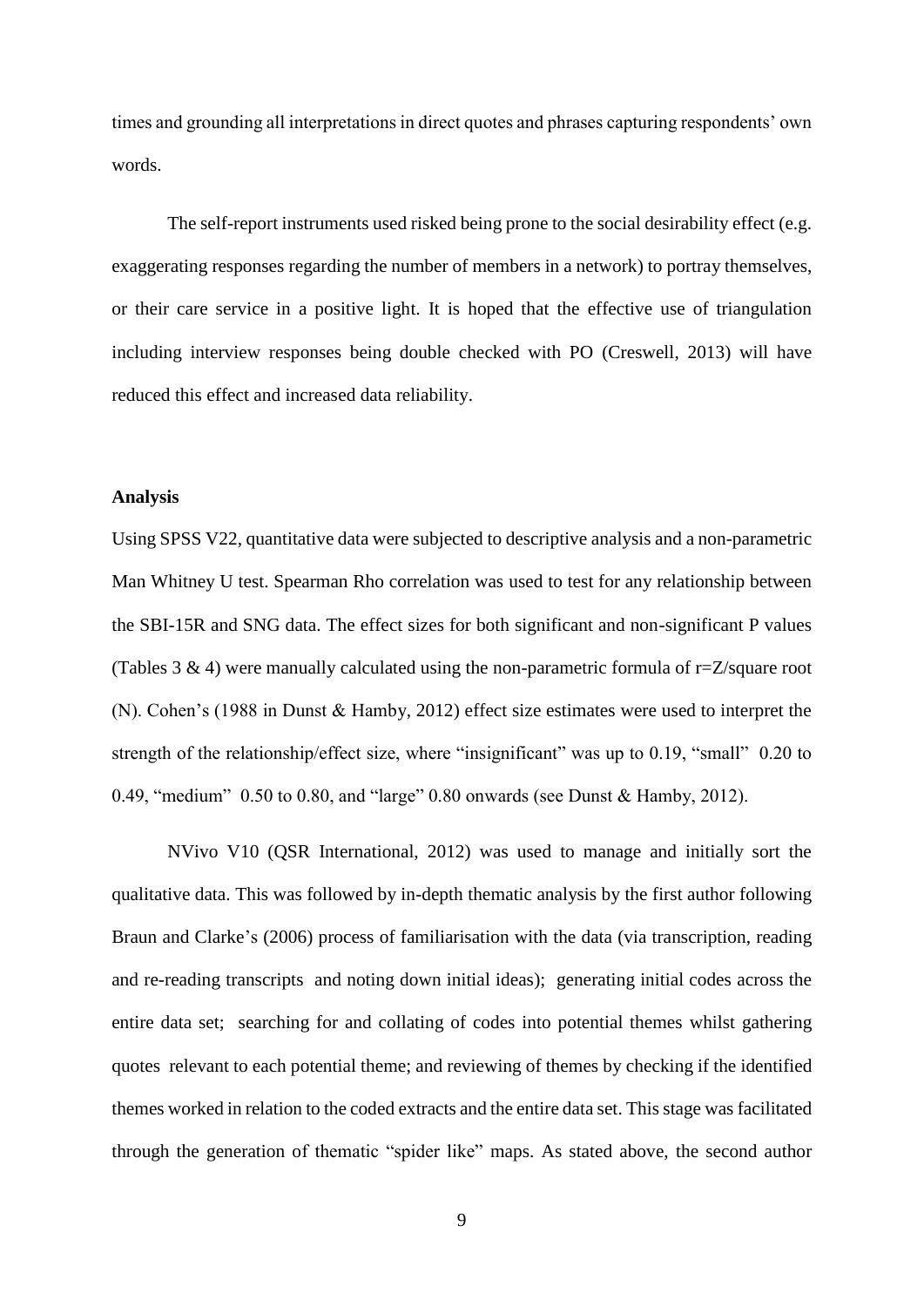times and grounding all interpretations in direct quotes and phrases capturing respondents' own words.

The self-report instruments used risked being prone to the social desirability effect (e.g. exaggerating responses regarding the number of members in a network) to portray themselves, or their care service in a positive light. It is hoped that the effective use of triangulation including interview responses being double checked with PO (Creswell, 2013) will have reduced this effect and increased data reliability.

**Analysis**

Using SPSS V22, quantitative data were subjected to descriptive analysis and a non-parametric Man Whitney U test. Spearman Rho correlation was used to test for any relationship between the SBI-15R and SNG data. The effect sizes for both significant and non-significant P values (Tables 3 & 4) were manually calculated using the non-parametric formula of r=Z/square root (N). Cohen's (1988 in Dunst & Hamby, 2012) effect size estimates were used to interpret the strength of the relationship/effect size, where "insignificant" was up to 0.19, "small" 0.20 to 0.49, "medium" 0.50 to 0.80, and "large" 0.80 onwards (see Dunst & Hamby, 2012).

NVivo V10 (QSR International, 2012) was used to manage and initially sort the qualitative data. This was followed by in-depth thematic analysis by the first author following Braun and Clarke's (2006) process of familiarisation with the data (via transcription, reading and re-reading transcripts and noting down initial ideas); generating initial codes across the entire data set; searching for and collating of codes into potential themes whilst gathering quotes relevant to each potential theme; and reviewing of themes by checking if the identified themes worked in relation to the coded extracts and the entire data set. This stage was facilitated through the generation of thematic "spider like" maps. As stated above, the second author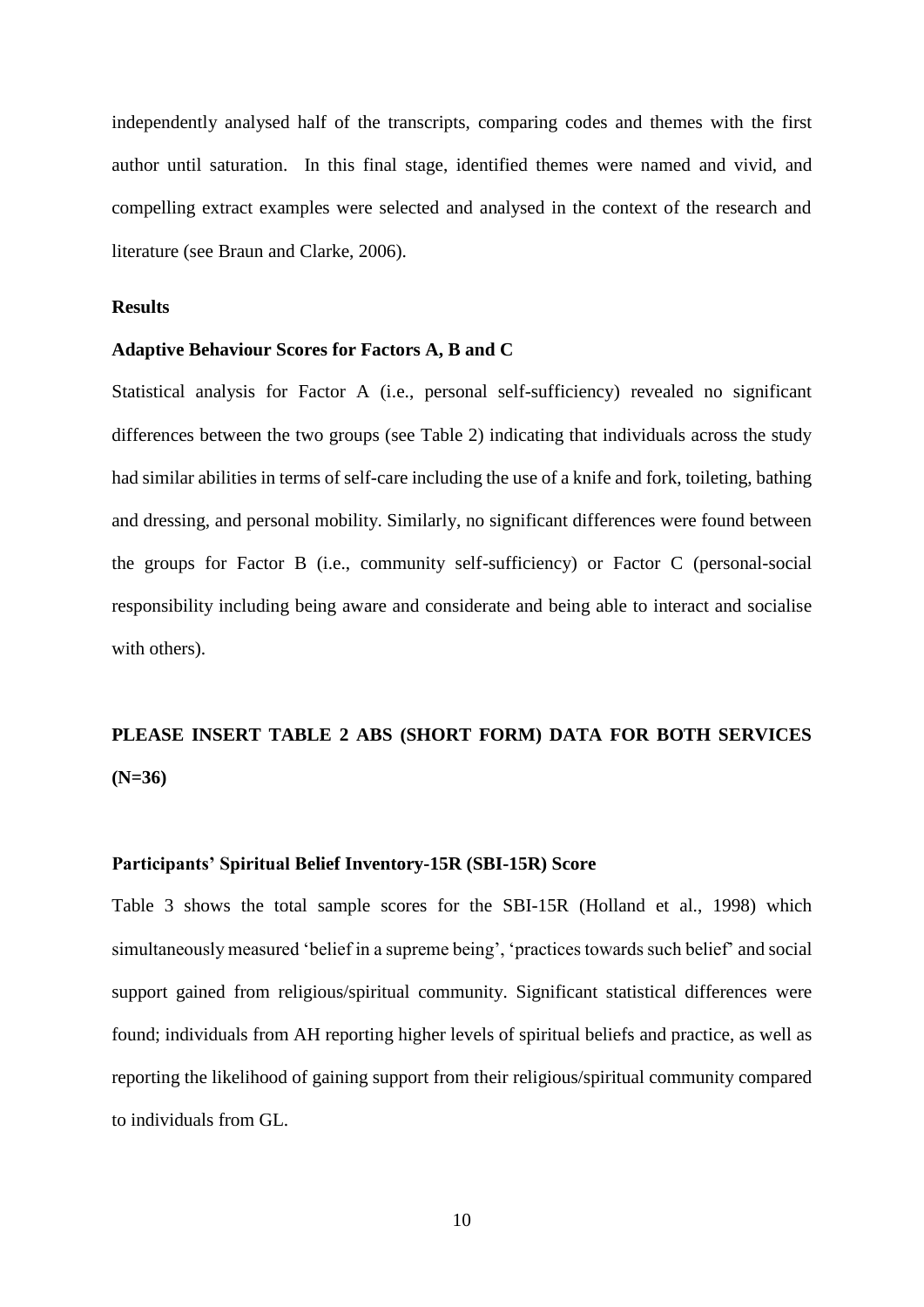independently analysed half of the transcripts, comparing codes and themes with the first author until saturation. In this final stage, identified themes were named and vivid, and compelling extract examples were selected and analysed in the context of the research and literature (see Braun and Clarke, 2006).

## Results

### Adaptive Behaviour Scores for Factors A, B and C

Statistical analysis for Factor A (i.e., personal self-sufficiency) revealed no significant differences between the two groups (see Table 2) indicating that individuals across the study had similar abilities in terms of self-care including the use of a knife and fork, toileting, bathing and dressing, and personal mobility. Similarly, no significant differences were found between the groups for Factor B (i.e., community self-sufficiency) or Factor C (personal-social responsibility including being aware and considerate and being able to interact and socialise with others).

**PLEASE INSERT TABLE 2 ABS (SHORT FORM) DATA FOR BOTH SERVICES (N=36)**

### Participants' Spiritual Belief Inventory-15R (SBI-15R) Score

Table 3 shows the total sample scores for the SBI-15R (Holland et al., 1998) which simultaneously measured 'belief in a supreme being', 'practices towards such belief' and social support gained from religious/spiritual community. Significant statistical differences were found; individuals from AH reporting higher levels of spiritual beliefs and practice, as well as reporting the likelihood of gaining support from their religious/spiritual community compared to individuals from GL.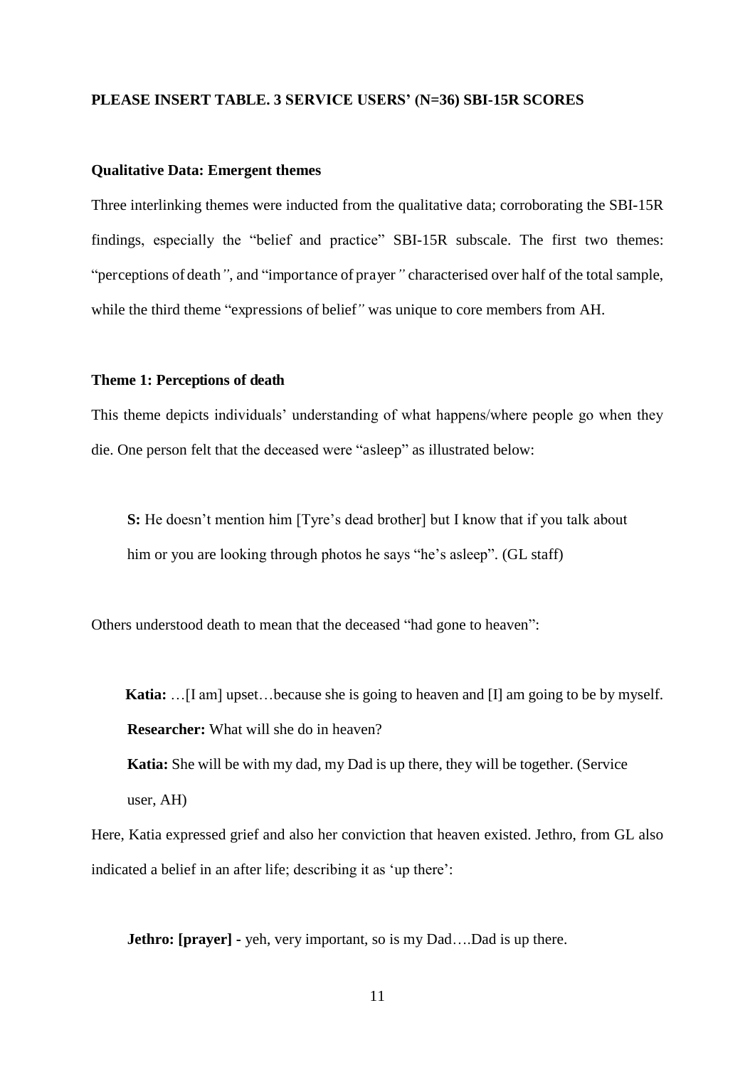**PLEASE INSERT TABLE. 3 SERVICE USERS' (N=36) SBI-15R SCORES**

**Qualitative Data: Emergent themes**

Three interlinking themes were inducted from the qualitative data; corroborating the SBI-15R findings, especially the "belief and practice" SBI-15R subscale. The first two themes: "perceptions of death", and "importance of prayer" characterised over half of the total sample, while the third theme "expressions of belief" was unique to core members from AH.

**Theme 1: Perceptions of death**

This theme depicts individuals' understanding of what happens/where people go when they die. One person felt that the deceased were "asleep" as illustrated below:

> **S:** He doesn't mention him [Tyre's dead brother] but I know that if you talk about him or you are looking through photos he says "he's asleep". (GL staff)

Others understood death to mean that the deceased "had gone to heaven":

> **Katia:** …[I am] upset…because she is going to heaven and [I] am going to be by myself.
>
> **Researcher:** What will she do in heaven?
>
> **Katia:** She will be with my dad, my Dad is up there, they will be together. (Service user, AH)

Here, Katia expressed grief and also her conviction that heaven existed. Jethro, from GL also indicated a belief in an after life; describing it as 'up there':

> **Jethro: [prayer] -** yeh, very important, so is my Dad….Dad is up there.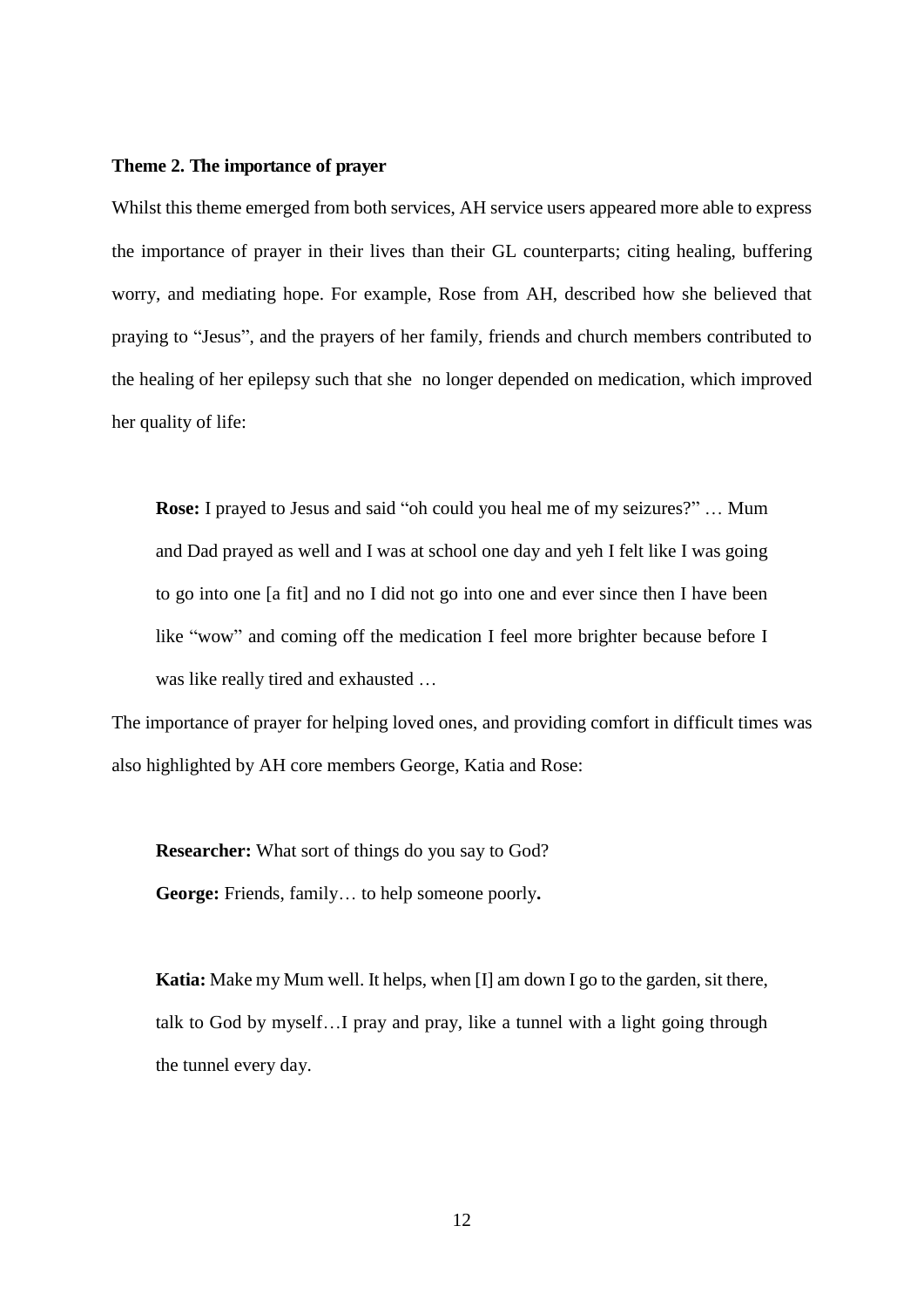**Theme 2. The importance of prayer**

Whilst this theme emerged from both services, AH service users appeared more able to express the importance of prayer in their lives than their GL counterparts; citing healing, buffering worry, and mediating hope. For example, Rose from AH, described how she believed that praying to "Jesus", and the prayers of her family, friends and church members contributed to the healing of her epilepsy such that she no longer depended on medication, which improved her quality of life:

> **Rose:** I prayed to Jesus and said "oh could you heal me of my seizures?" … Mum and Dad prayed as well and I was at school one day and yeh I felt like I was going to go into one [a fit] and no I did not go into one and ever since then I have been like "wow" and coming off the medication I feel more brighter because before I was like really tired and exhausted …

The importance of prayer for helping loved ones, and providing comfort in difficult times was also highlighted by AH core members George, Katia and Rose:

> **Researcher:** What sort of things do you say to God?
>
> **George:** Friends, family… to help someone poorly**.**

> **Katia:** Make my Mum well. It helps, when [I] am down I go to the garden, sit there, talk to God by myself…I pray and pray, like a tunnel with a light going through the tunnel every day.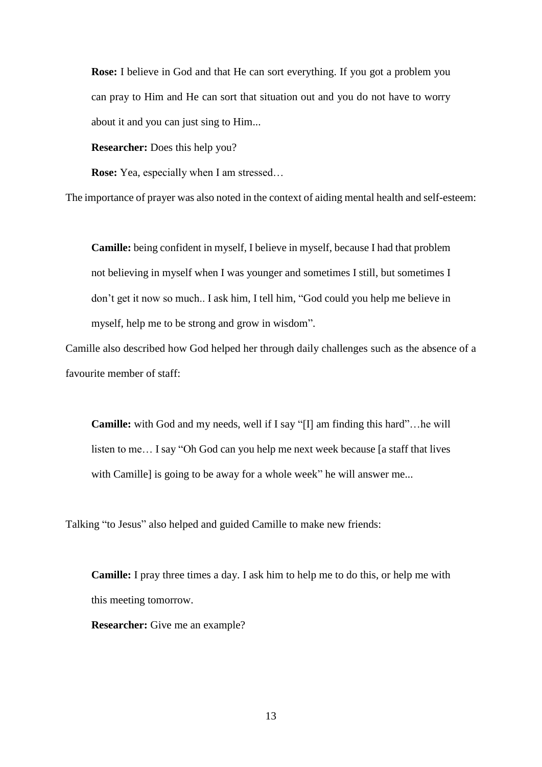> **Rose:** I believe in God and that He can sort everything. If you got a problem you can pray to Him and He can sort that situation out and you do not have to worry about it and you can just sing to Him...
>
> **Researcher:** Does this help you?
>
> **Rose:** Yea, especially when I am stressed…

The importance of prayer was also noted in the context of aiding mental health and self-esteem:

> **Camille:** being confident in myself, I believe in myself, because I had that problem not believing in myself when I was younger and sometimes I still, but sometimes I don't get it now so much.. I ask him, I tell him, "God could you help me believe in myself, help me to be strong and grow in wisdom".

Camille also described how God helped her through daily challenges such as the absence of a favourite member of staff:

> **Camille:** with God and my needs, well if I say "[I] am finding this hard"…he will listen to me… I say "Oh God can you help me next week because [a staff that lives with Camille] is going to be away for a whole week" he will answer me...

Talking "to Jesus" also helped and guided Camille to make new friends:

> **Camille:** I pray three times a day. I ask him to help me to do this, or help me with this meeting tomorrow.
>
> **Researcher:** Give me an example?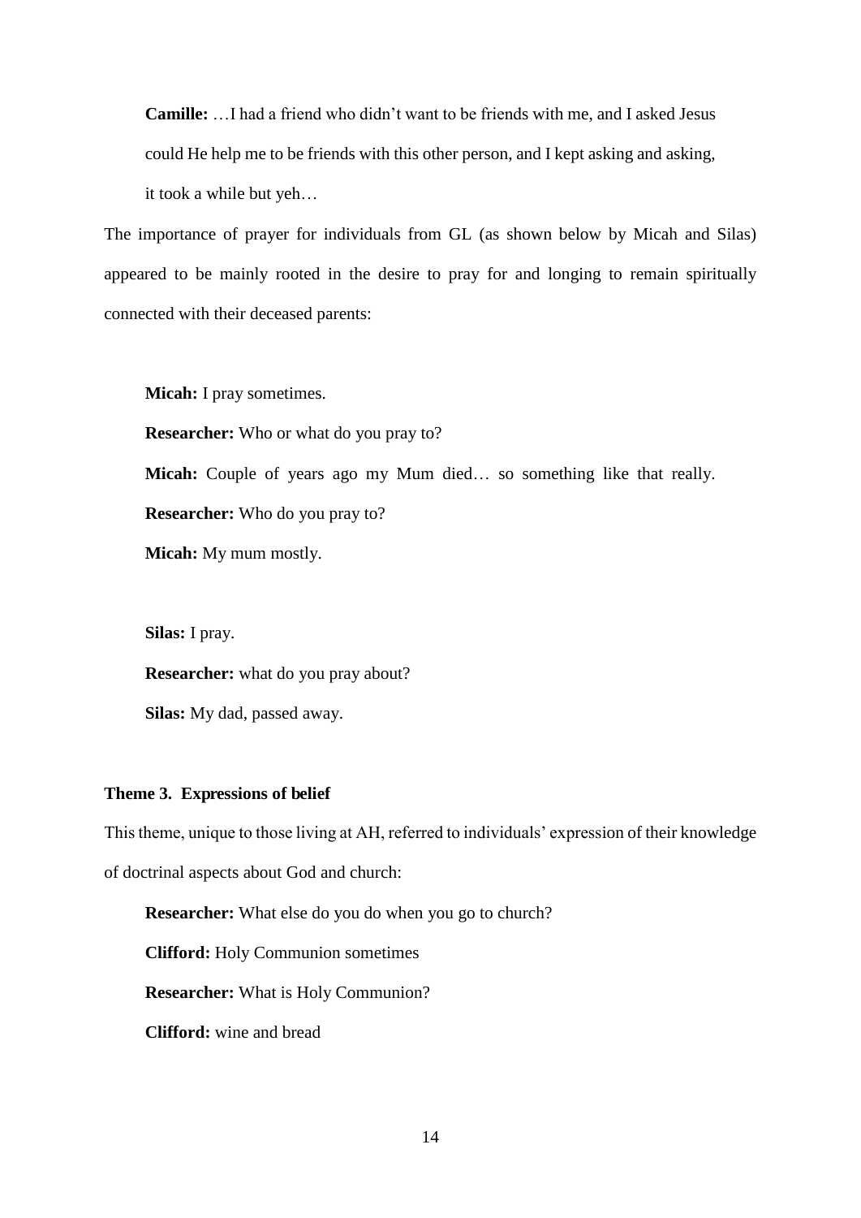**Camille:** …I had a friend who didn't want to be friends with me, and I asked Jesus could He help me to be friends with this other person, and I kept asking and asking, it took a while but yeh…

The importance of prayer for individuals from GL (as shown below by Micah and Silas) appeared to be mainly rooted in the desire to pray for and longing to remain spiritually connected with their deceased parents:

**Micah:** I pray sometimes.

**Researcher:** Who or what do you pray to?

**Micah:** Couple of years ago my Mum died… so something like that really.

**Researcher:** Who do you pray to?

**Micah:** My mum mostly.

**Silas:** I pray.

**Researcher:** what do you pray about?

**Silas:** My dad, passed away.

### Theme 3. Expressions of belief

This theme, unique to those living at AH, referred to individuals' expression of their knowledge of doctrinal aspects about God and church:

**Researcher:** What else do you do when you go to church?

**Clifford:** Holy Communion sometimes

**Researcher:** What is Holy Communion?

**Clifford:** wine and bread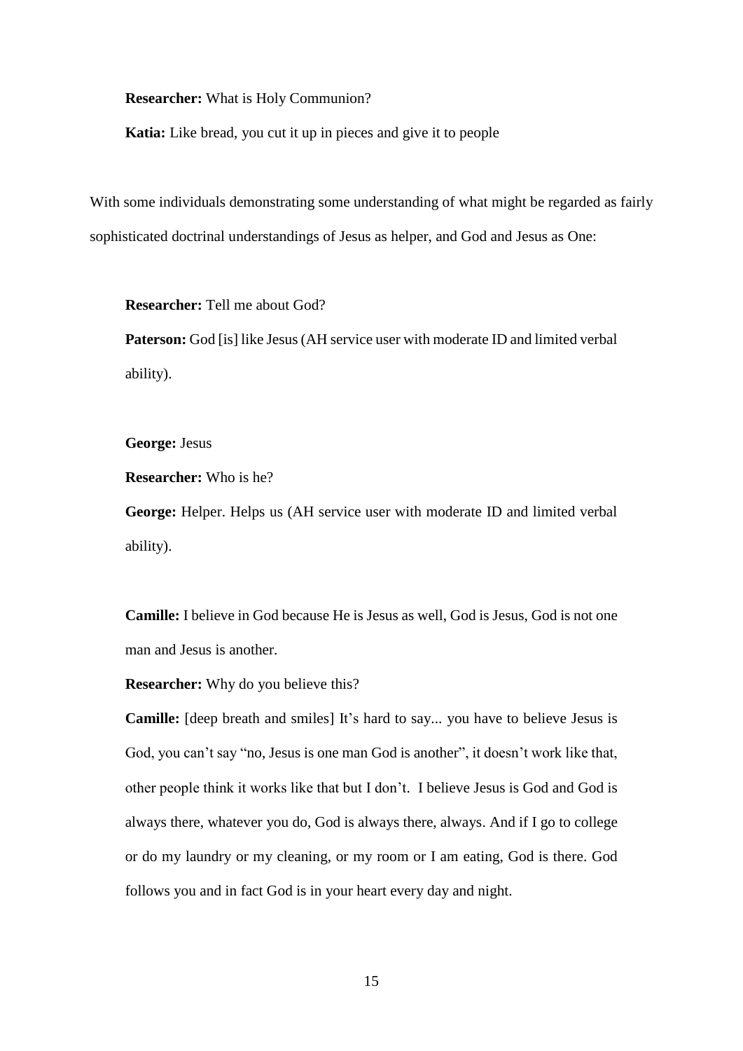**Researcher:** What is Holy Communion?

**Katia:** Like bread, you cut it up in pieces and give it to people

With some individuals demonstrating some understanding of what might be regarded as fairly sophisticated doctrinal understandings of Jesus as helper, and God and Jesus as One:

**Researcher:** Tell me about God?

**Paterson:** God [is] like Jesus (AH service user with moderate ID and limited verbal ability).

**George:** Jesus

**Researcher:** Who is he?

**George:** Helper. Helps us (AH service user with moderate ID and limited verbal ability).

**Camille:** I believe in God because He is Jesus as well, God is Jesus, God is not one man and Jesus is another.

**Researcher:** Why do you believe this?

**Camille:** [deep breath and smiles] It's hard to say... you have to believe Jesus is God, you can't say "no, Jesus is one man God is another", it doesn't work like that, other people think it works like that but I don't. I believe Jesus is God and God is always there, whatever you do, God is always there, always. And if I go to college or do my laundry or my cleaning, or my room or I am eating, God is there. God follows you and in fact God is in your heart every day and night.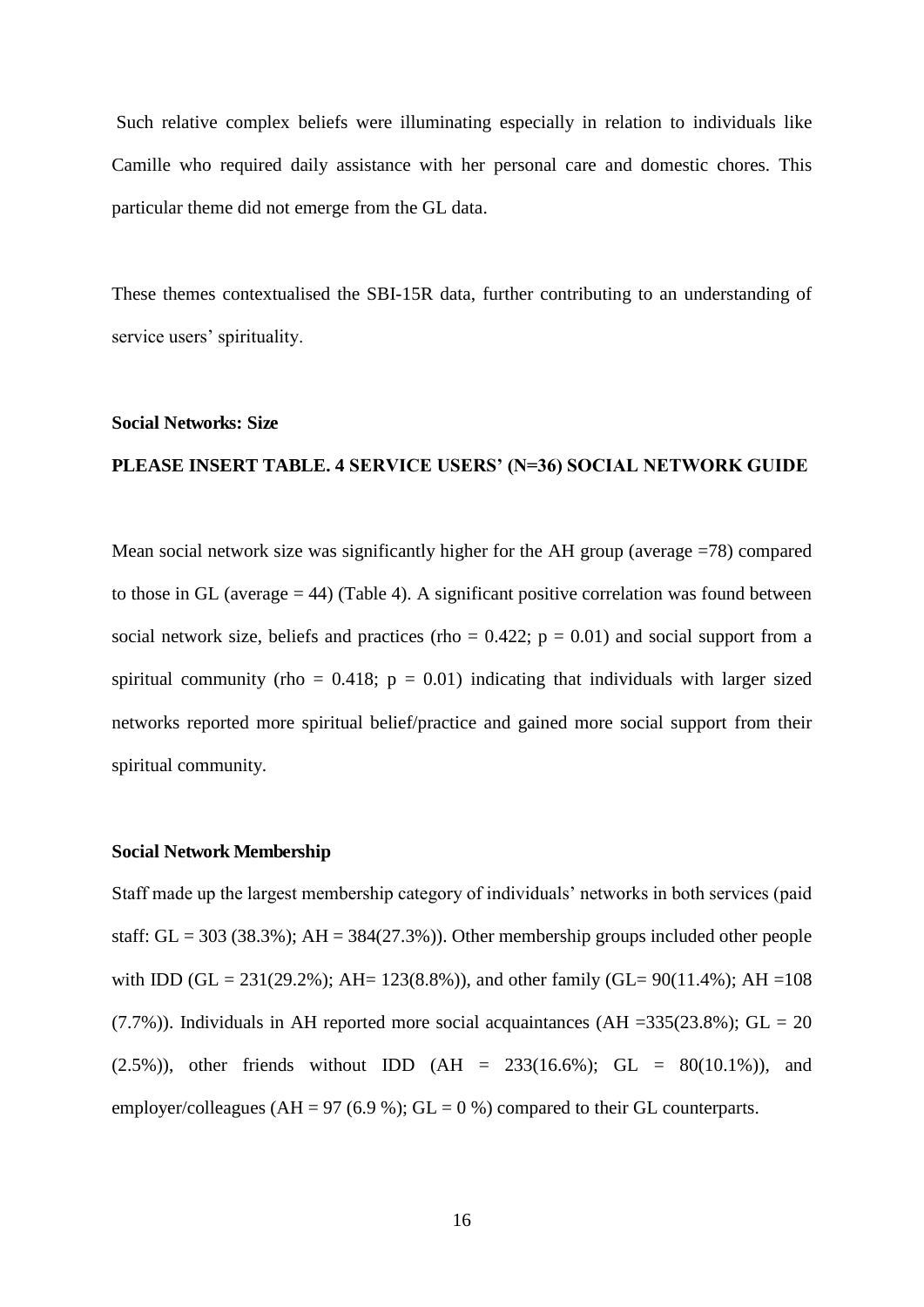Such relative complex beliefs were illuminating especially in relation to individuals like Camille who required daily assistance with her personal care and domestic chores. This particular theme did not emerge from the GL data.

These themes contextualised the SBI-15R data, further contributing to an understanding of service users' spirituality.

**Social Networks: Size**

**PLEASE INSERT TABLE. 4 SERVICE USERS' (N=36) SOCIAL NETWORK GUIDE**

Mean social network size was significantly higher for the AH group (average =78) compared to those in GL (average = 44) (Table 4). A significant positive correlation was found between social network size, beliefs and practices (rho = 0.422; $p = 0.01$) and social support from a spiritual community (rho = 0.418; $p = 0.01$) indicating that individuals with larger sized networks reported more spiritual belief/practice and gained more social support from their spiritual community.

**Social Network Membership**

Staff made up the largest membership category of individuals' networks in both services (paid staff: GL = 303 (38.3%); AH = 384(27.3%)). Other membership groups included other people with IDD (GL = 231(29.2%); AH= 123(8.8%)), and other family (GL= 90(11.4%); AH =108 (7.7%)). Individuals in AH reported more social acquaintances (AH =335(23.8%); GL = 20 (2.5%)), other friends without IDD (AH = 233(16.6%); GL = 80(10.1%)), and employer/colleagues (AH = 97 (6.9 %); GL = 0 %) compared to their GL counterparts.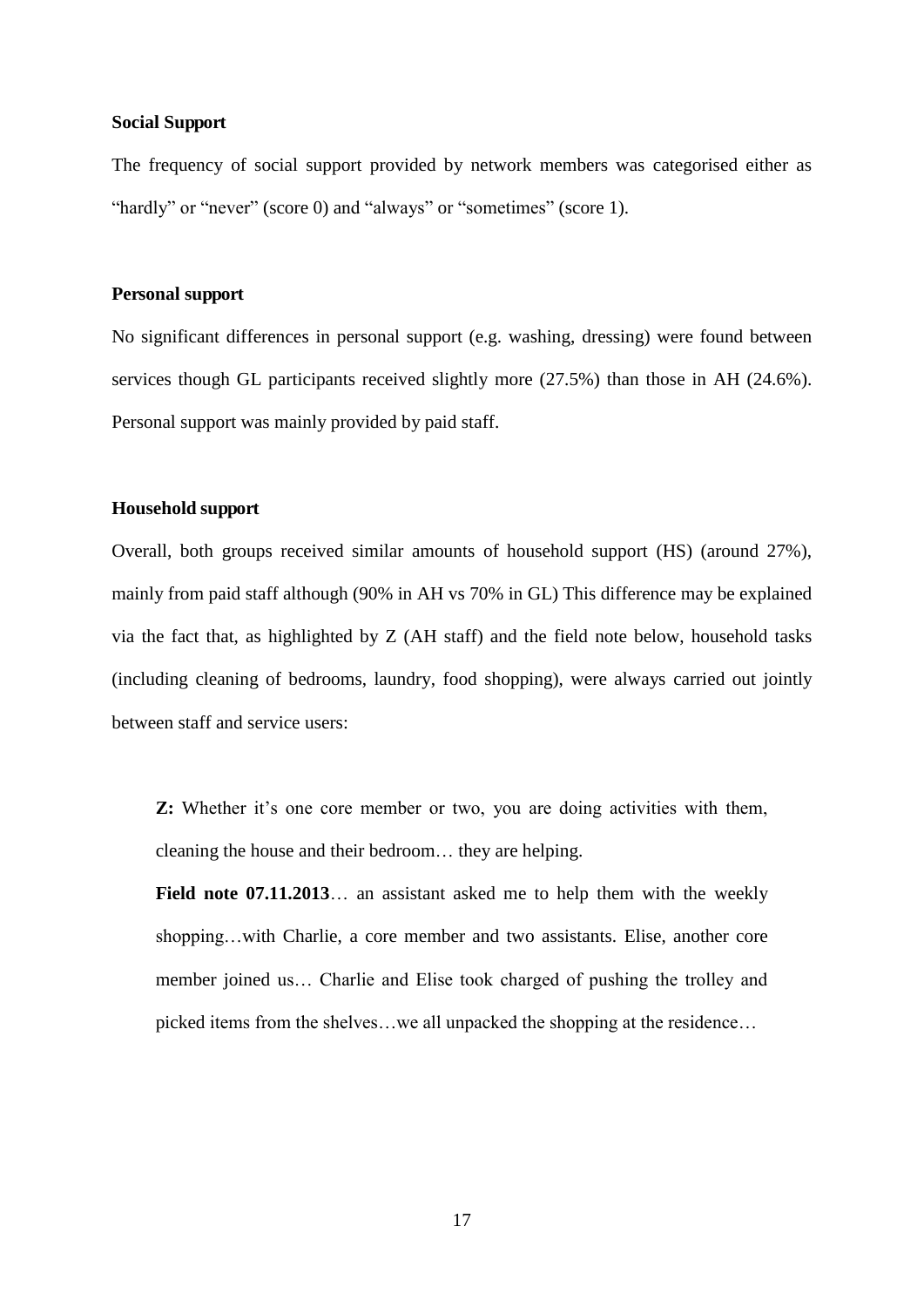**Social Support**

The frequency of social support provided by network members was categorised either as "hardly" or "never" (score 0) and "always" or "sometimes" (score 1).

**Personal support**

No significant differences in personal support (e.g. washing, dressing) were found between services though GL participants received slightly more (27.5%) than those in AH (24.6%). Personal support was mainly provided by paid staff.

**Household support**

Overall, both groups received similar amounts of household support (HS) (around 27%), mainly from paid staff although (90% in AH vs 70% in GL) This difference may be explained via the fact that, as highlighted by Z (AH staff) and the field note below, household tasks (including cleaning of bedrooms, laundry, food shopping), were always carried out jointly between staff and service users:

> **Z:** Whether it's one core member or two, you are doing activities with them, cleaning the house and their bedroom… they are helping.
>
> **Field note 07.11.2013**… an assistant asked me to help them with the weekly shopping…with Charlie, a core member and two assistants. Elise, another core member joined us… Charlie and Elise took charged of pushing the trolley and picked items from the shelves…we all unpacked the shopping at the residence…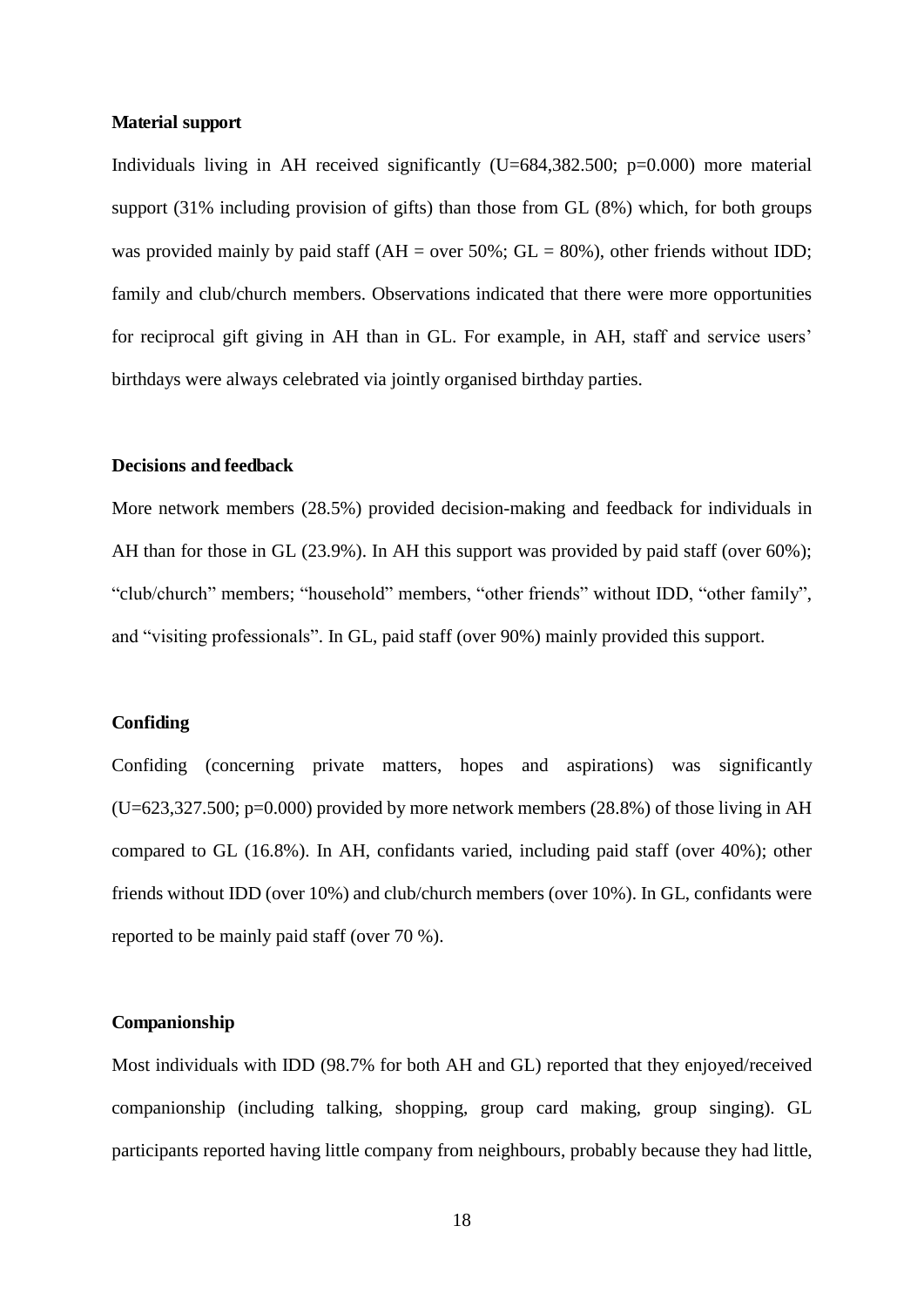### Material support

Individuals living in AH received significantly ($U=684,382.500$; $p=0.000$) more material support (31% including provision of gifts) than those from GL (8%) which, for both groups was provided mainly by paid staff (AH = over 50%; GL = 80%), other friends without IDD; family and club/church members. Observations indicated that there were more opportunities for reciprocal gift giving in AH than in GL. For example, in AH, staff and service users' birthdays were always celebrated via jointly organised birthday parties.

### Decisions and feedback

More network members (28.5%) provided decision-making and feedback for individuals in AH than for those in GL (23.9%). In AH this support was provided by paid staff (over 60%); "club/church" members; "household" members, "other friends" without IDD, "other family", and "visiting professionals". In GL, paid staff (over 90%) mainly provided this support.

### Confiding

Confiding (concerning private matters, hopes and aspirations) was significantly ($U=623,327.500$; $p=0.000$) provided by more network members (28.8%) of those living in AH compared to GL (16.8%). In AH, confidants varied, including paid staff (over 40%); other friends without IDD (over 10%) and club/church members (over 10%). In GL, confidants were reported to be mainly paid staff (over 70 %).

### Companionship

Most individuals with IDD (98.7% for both AH and GL) reported that they enjoyed/received companionship (including talking, shopping, group card making, group singing). GL participants reported having little company from neighbours, probably because they had little,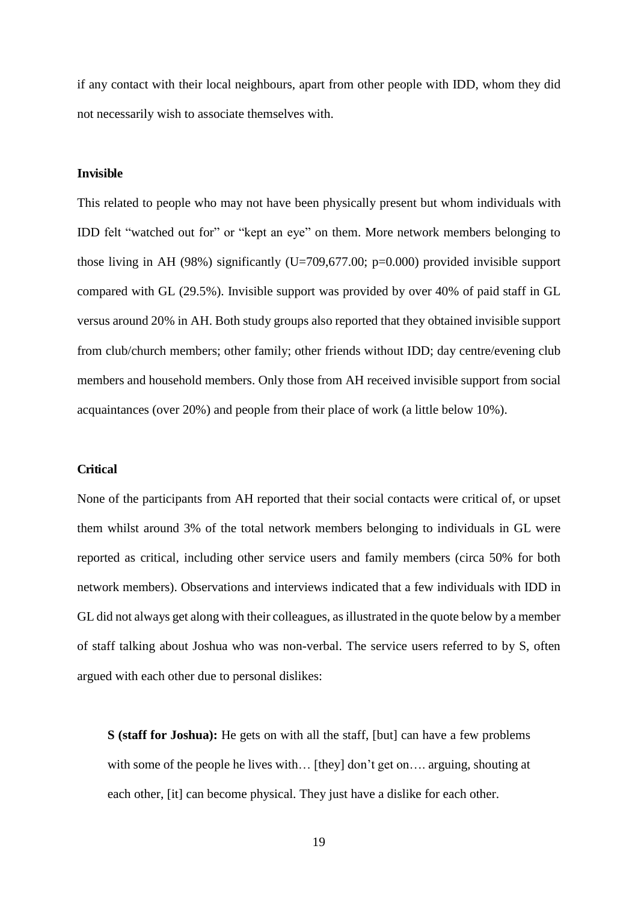if any contact with their local neighbours, apart from other people with IDD, whom they did not necessarily wish to associate themselves with.

### Invisible

This related to people who may not have been physically present but whom individuals with IDD felt "watched out for" or "kept an eye" on them. More network members belonging to those living in AH (98%) significantly ($U=709{,}677.00$; $p=0.000$) provided invisible support compared with GL (29.5%). Invisible support was provided by over 40% of paid staff in GL versus around 20% in AH. Both study groups also reported that they obtained invisible support from club/church members; other family; other friends without IDD; day centre/evening club members and household members. Only those from AH received invisible support from social acquaintances (over 20%) and people from their place of work (a little below 10%).

### Critical

None of the participants from AH reported that their social contacts were critical of, or upset them whilst around 3% of the total network members belonging to individuals in GL were reported as critical, including other service users and family members (circa 50% for both network members). Observations and interviews indicated that a few individuals with IDD in GL did not always get along with their colleagues, as illustrated in the quote below by a member of staff talking about Joshua who was non-verbal. The service users referred to by S, often argued with each other due to personal dislikes:

> **S (staff for Joshua):** He gets on with all the staff, [but] can have a few problems with some of the people he lives with… [they] don't get on…. arguing, shouting at each other, [it] can become physical. They just have a dislike for each other.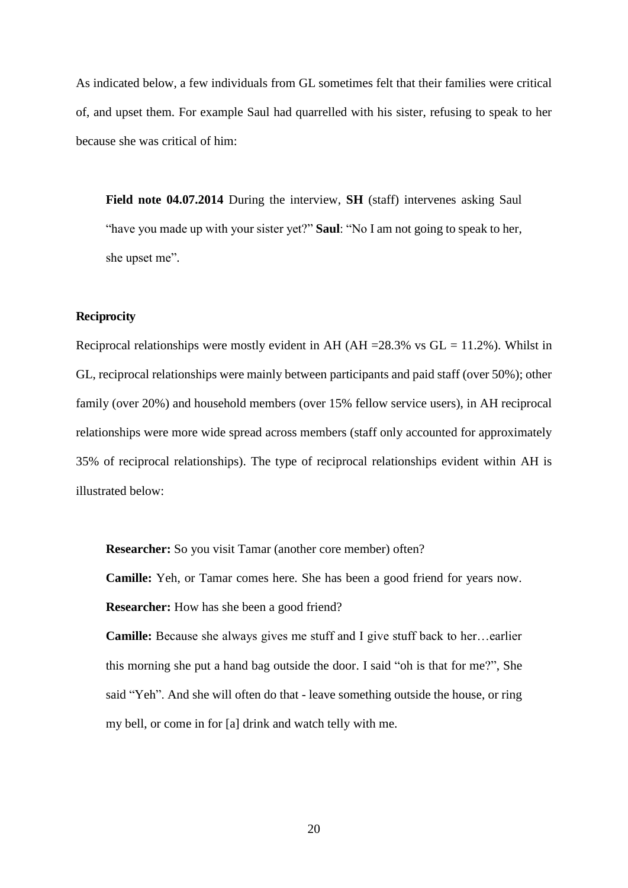As indicated below, a few individuals from GL sometimes felt that their families were critical of, and upset them. For example Saul had quarrelled with his sister, refusing to speak to her because she was critical of him:

> **Field note 04.07.2014** During the interview, **SH** (staff) intervenes asking Saul "have you made up with your sister yet?" **Saul**: "No I am not going to speak to her, she upset me".

**Reciprocity**

Reciprocal relationships were mostly evident in AH (AH =28.3% vs GL = 11.2%). Whilst in GL, reciprocal relationships were mainly between participants and paid staff (over 50%); other family (over 20%) and household members (over 15% fellow service users), in AH reciprocal relationships were more wide spread across members (staff only accounted for approximately 35% of reciprocal relationships). The type of reciprocal relationships evident within AH is illustrated below:

> **Researcher:** So you visit Tamar (another core member) often?
>
> **Camille:** Yeh, or Tamar comes here. She has been a good friend for years now.
>
> **Researcher:** How has she been a good friend?
>
> **Camille:** Because she always gives me stuff and I give stuff back to her…earlier this morning she put a hand bag outside the door. I said "oh is that for me?", She said "Yeh". And she will often do that - leave something outside the house, or ring my bell, or come in for [a] drink and watch telly with me.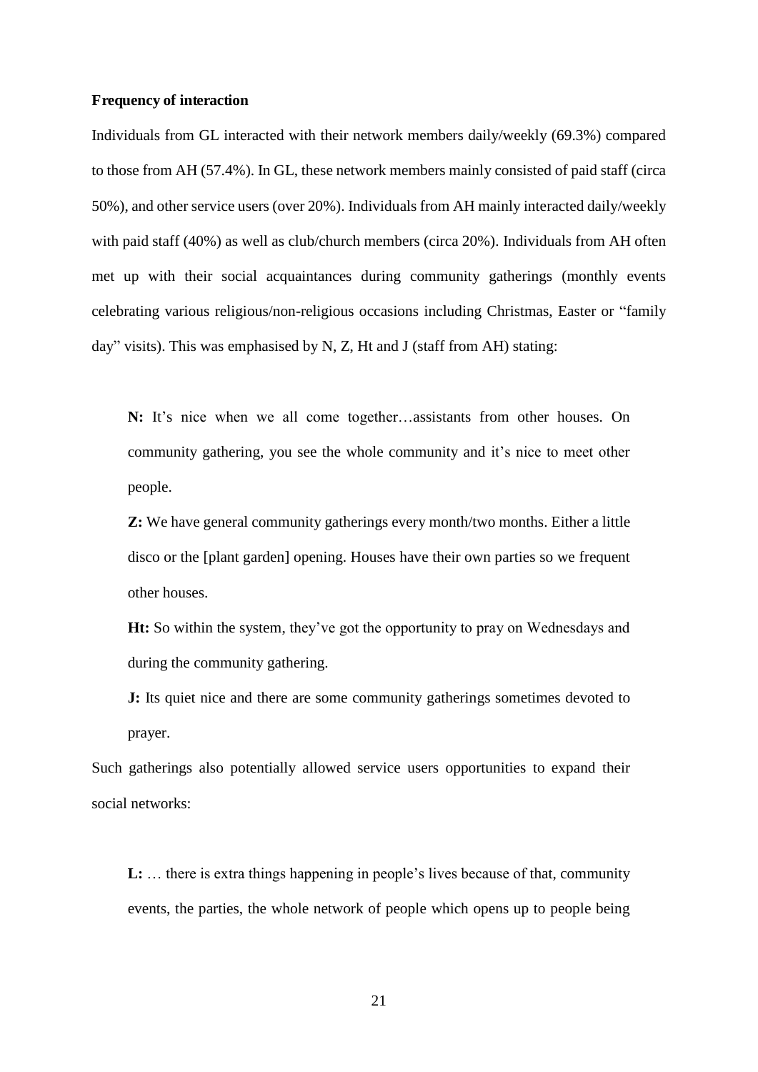**Frequency of interaction**

Individuals from GL interacted with their network members daily/weekly (69.3%) compared to those from AH (57.4%). In GL, these network members mainly consisted of paid staff (circa 50%), and other service users (over 20%). Individuals from AH mainly interacted daily/weekly with paid staff (40%) as well as club/church members (circa 20%). Individuals from AH often met up with their social acquaintances during community gatherings (monthly events celebrating various religious/non-religious occasions including Christmas, Easter or "family day" visits). This was emphasised by N, Z, Ht and J (staff from AH) stating:

> **N:** It's nice when we all come together…assistants from other houses. On community gathering, you see the whole community and it's nice to meet other people.
>
> **Z:** We have general community gatherings every month/two months. Either a little disco or the [plant garden] opening. Houses have their own parties so we frequent other houses.
>
> **Ht:** So within the system, they've got the opportunity to pray on Wednesdays and during the community gathering.
>
> **J:** Its quiet nice and there are some community gatherings sometimes devoted to prayer.

Such gatherings also potentially allowed service users opportunities to expand their social networks:

> **L:** … there is extra things happening in people's lives because of that, community events, the parties, the whole network of people which opens up to people being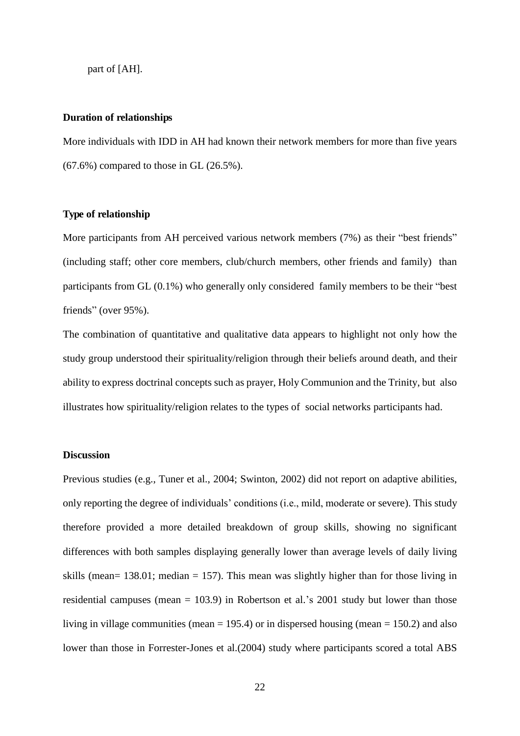part of [AH].

**Duration of relationships**

More individuals with IDD in AH had known their network members for more than five years (67.6%) compared to those in GL (26.5%).

**Type of relationship**

More participants from AH perceived various network members (7%) as their "best friends" (including staff; other core members, club/church members, other friends and family) than participants from GL (0.1%) who generally only considered family members to be their "best friends" (over 95%).

The combination of quantitative and qualitative data appears to highlight not only how the study group understood their spirituality/religion through their beliefs around death, and their ability to express doctrinal concepts such as prayer, Holy Communion and the Trinity, but also illustrates how spirituality/religion relates to the types of social networks participants had.

**Discussion**

Previous studies (e.g., Tuner et al., 2004; Swinton, 2002) did not report on adaptive abilities, only reporting the degree of individuals' conditions (i.e., mild, moderate or severe). This study therefore provided a more detailed breakdown of group skills, showing no significant differences with both samples displaying generally lower than average levels of daily living skills (mean= 138.01; median = 157). This mean was slightly higher than for those living in residential campuses (mean = 103.9) in Robertson et al.'s 2001 study but lower than those living in village communities (mean = 195.4) or in dispersed housing (mean = 150.2) and also lower than those in Forrester-Jones et al.(2004) study where participants scored a total ABS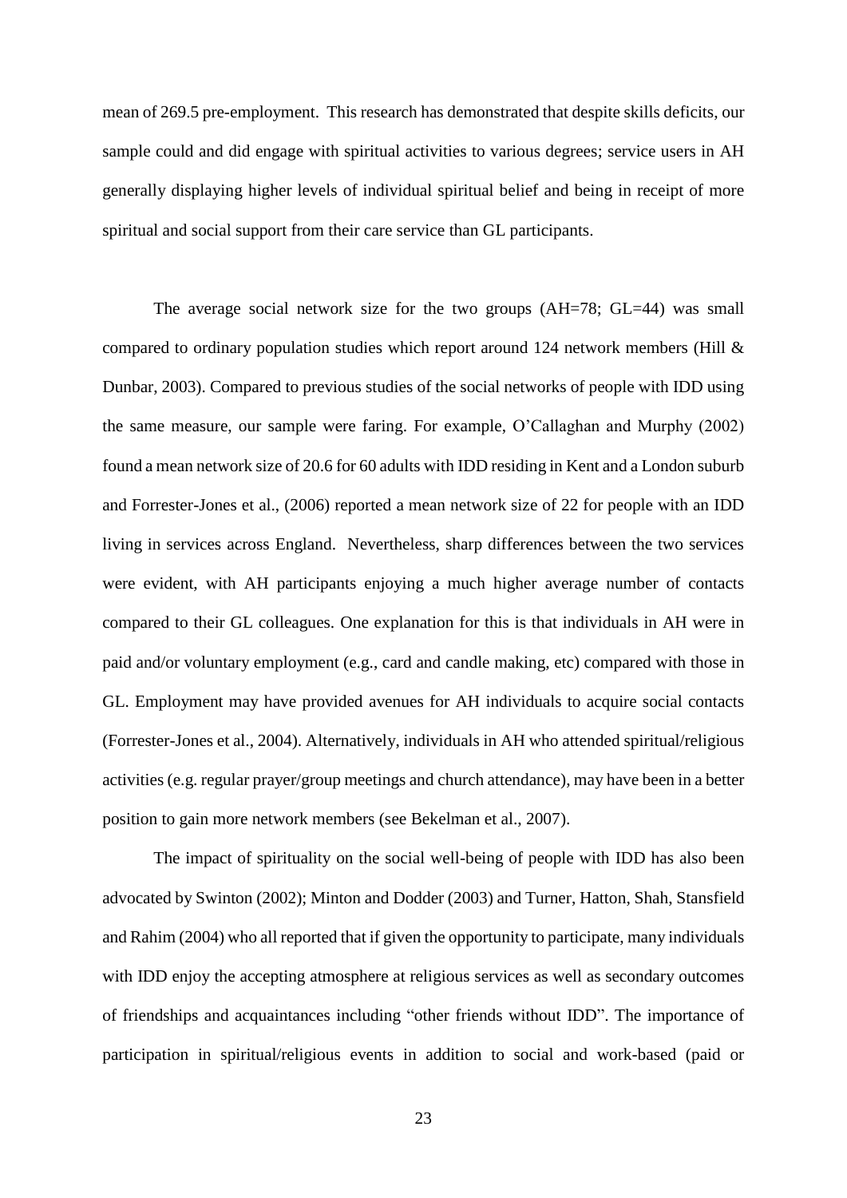mean of 269.5 pre-employment. This research has demonstrated that despite skills deficits, our sample could and did engage with spiritual activities to various degrees; service users in AH generally displaying higher levels of individual spiritual belief and being in receipt of more spiritual and social support from their care service than GL participants.

The average social network size for the two groups (AH=78; GL=44) was small compared to ordinary population studies which report around 124 network members (Hill & Dunbar, 2003). Compared to previous studies of the social networks of people with IDD using the same measure, our sample were faring. For example, O'Callaghan and Murphy (2002) found a mean network size of 20.6 for 60 adults with IDD residing in Kent and a London suburb and Forrester-Jones et al., (2006) reported a mean network size of 22 for people with an IDD living in services across England. Nevertheless, sharp differences between the two services were evident, with AH participants enjoying a much higher average number of contacts compared to their GL colleagues. One explanation for this is that individuals in AH were in paid and/or voluntary employment (e.g., card and candle making, etc) compared with those in GL. Employment may have provided avenues for AH individuals to acquire social contacts (Forrester-Jones et al., 2004). Alternatively, individuals in AH who attended spiritual/religious activities (e.g. regular prayer/group meetings and church attendance), may have been in a better position to gain more network members (see Bekelman et al., 2007).

The impact of spirituality on the social well-being of people with IDD has also been advocated by Swinton (2002); Minton and Dodder (2003) and Turner, Hatton, Shah, Stansfield and Rahim (2004) who all reported that if given the opportunity to participate, many individuals with IDD enjoy the accepting atmosphere at religious services as well as secondary outcomes of friendships and acquaintances including "other friends without IDD". The importance of participation in spiritual/religious events in addition to social and work-based (paid or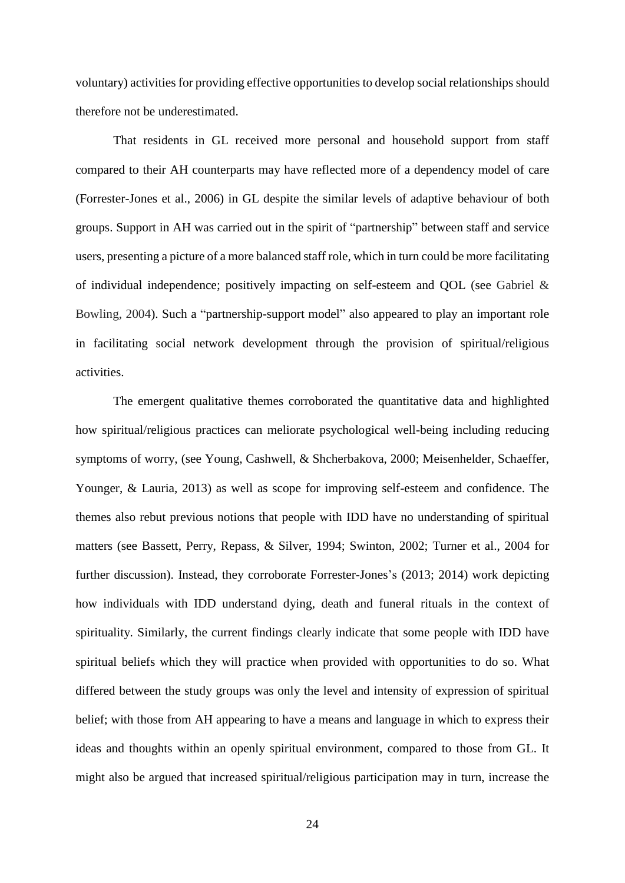voluntary) activities for providing effective opportunities to develop social relationships should therefore not be underestimated.

That residents in GL received more personal and household support from staff compared to their AH counterparts may have reflected more of a dependency model of care (Forrester-Jones et al., 2006) in GL despite the similar levels of adaptive behaviour of both groups. Support in AH was carried out in the spirit of "partnership" between staff and service users, presenting a picture of a more balanced staff role, which in turn could be more facilitating of individual independence; positively impacting on self-esteem and QOL (see Gabriel & Bowling, 2004). Such a "partnership-support model" also appeared to play an important role in facilitating social network development through the provision of spiritual/religious activities.

The emergent qualitative themes corroborated the quantitative data and highlighted how spiritual/religious practices can meliorate psychological well-being including reducing symptoms of worry, (see Young, Cashwell, & Shcherbakova, 2000; Meisenhelder, Schaeffer, Younger, & Lauria, 2013) as well as scope for improving self-esteem and confidence. The themes also rebut previous notions that people with IDD have no understanding of spiritual matters (see Bassett, Perry, Repass, & Silver, 1994; Swinton, 2002; Turner et al., 2004 for further discussion). Instead, they corroborate Forrester-Jones's (2013; 2014) work depicting how individuals with IDD understand dying, death and funeral rituals in the context of spirituality. Similarly, the current findings clearly indicate that some people with IDD have spiritual beliefs which they will practice when provided with opportunities to do so. What differed between the study groups was only the level and intensity of expression of spiritual belief; with those from AH appearing to have a means and language in which to express their ideas and thoughts within an openly spiritual environment, compared to those from GL. It might also be argued that increased spiritual/religious participation may in turn, increase the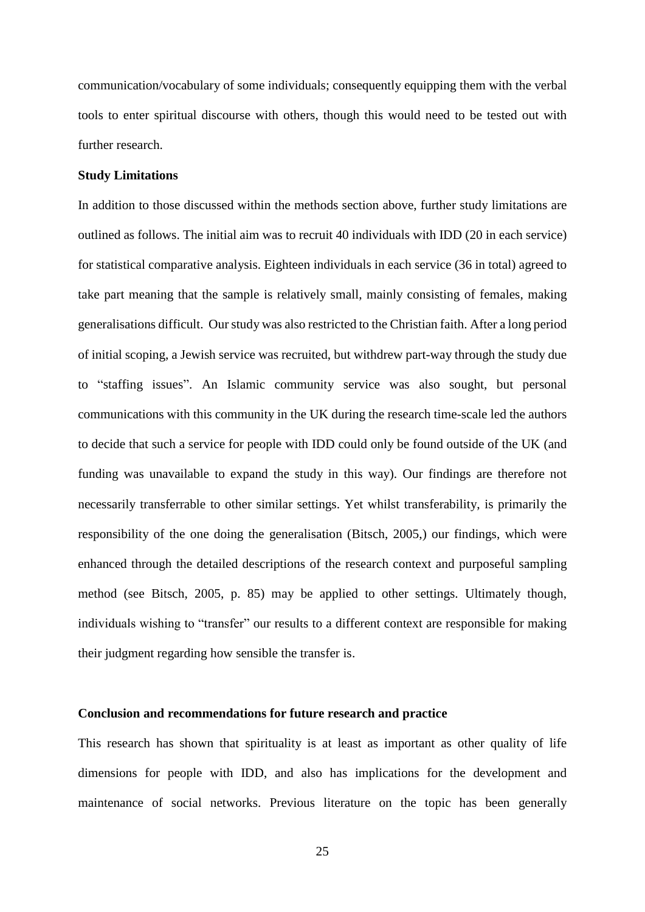communication/vocabulary of some individuals; consequently equipping them with the verbal tools to enter spiritual discourse with others, though this would need to be tested out with further research.

### Study Limitations

In addition to those discussed within the methods section above, further study limitations are outlined as follows. The initial aim was to recruit 40 individuals with IDD (20 in each service) for statistical comparative analysis. Eighteen individuals in each service (36 in total) agreed to take part meaning that the sample is relatively small, mainly consisting of females, making generalisations difficult. Our study was also restricted to the Christian faith. After a long period of initial scoping, a Jewish service was recruited, but withdrew part-way through the study due to "staffing issues". An Islamic community service was also sought, but personal communications with this community in the UK during the research time-scale led the authors to decide that such a service for people with IDD could only be found outside of the UK (and funding was unavailable to expand the study in this way). Our findings are therefore not necessarily transferrable to other similar settings. Yet whilst transferability, is primarily the responsibility of the one doing the generalisation (Bitsch, 2005,) our findings, which were enhanced through the detailed descriptions of the research context and purposeful sampling method (see Bitsch, 2005, p. 85) may be applied to other settings. Ultimately though, individuals wishing to "transfer" our results to a different context are responsible for making their judgment regarding how sensible the transfer is.

### Conclusion and recommendations for future research and practice

This research has shown that spirituality is at least as important as other quality of life dimensions for people with IDD, and also has implications for the development and maintenance of social networks. Previous literature on the topic has been generally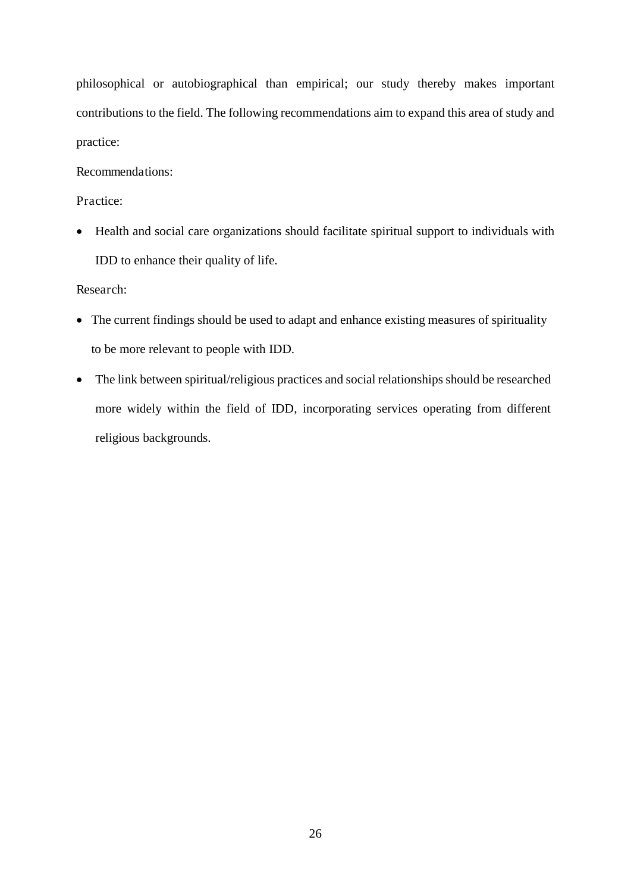philosophical or autobiographical than empirical; our study thereby makes important contributions to the field. The following recommendations aim to expand this area of study and practice:

Recommendations:

Practice:

- Health and social care organizations should facilitate spiritual support to individuals with IDD to enhance their quality of life.

Research:

- The current findings should be used to adapt and enhance existing measures of spirituality to be more relevant to people with IDD.
- The link between spiritual/religious practices and social relationships should be researched more widely within the field of IDD, incorporating services operating from different religious backgrounds.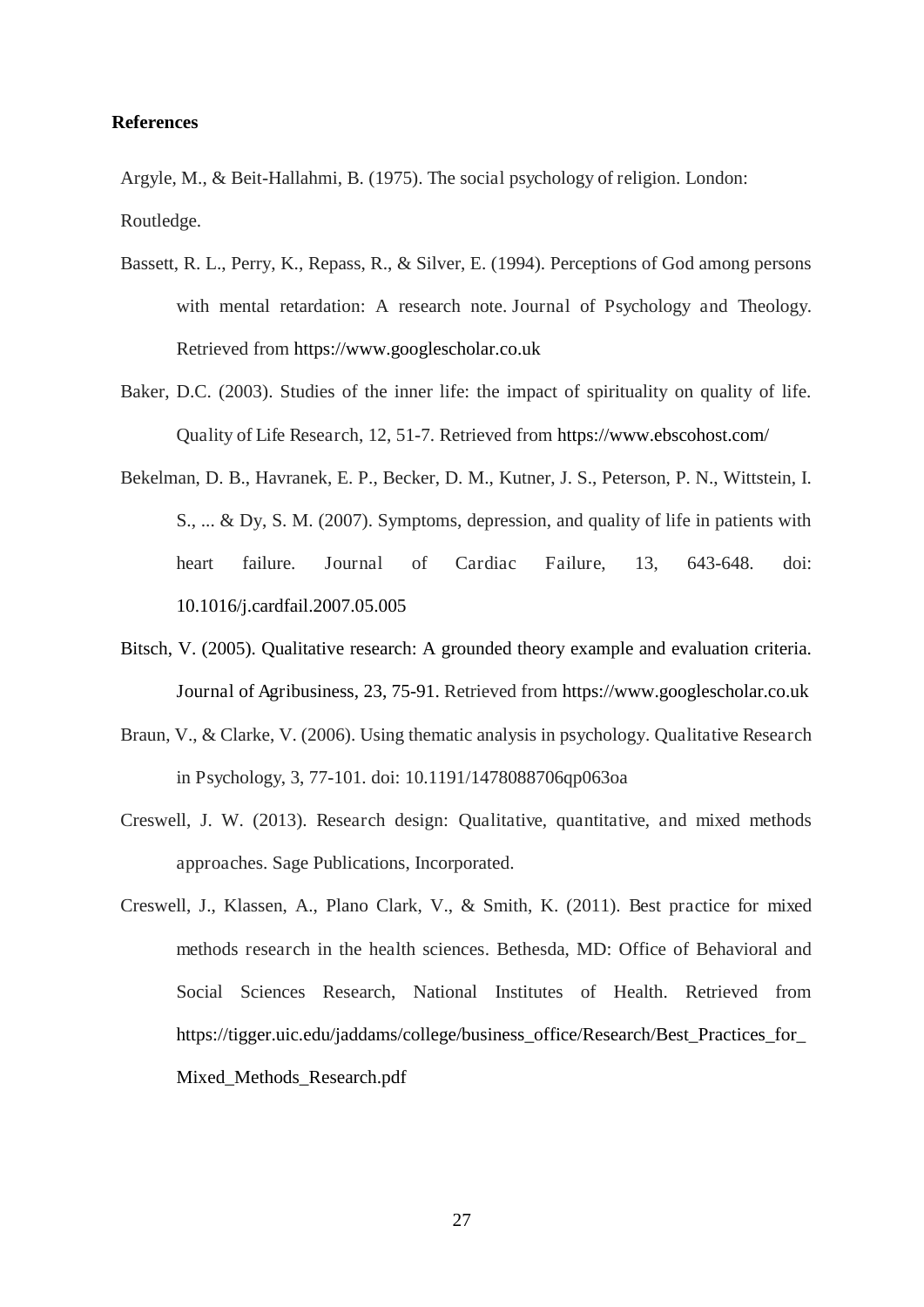**References**

Argyle, M., & Beit-Hallahmi, B. (1975). The social psychology of religion. London: Routledge.

Bassett, R. L., Perry, K., Repass, R., & Silver, E. (1994). Perceptions of God among persons with mental retardation: A research note. Journal of Psychology and Theology. Retrieved from https://www.googlescholar.co.uk

Baker, D.C. (2003). Studies of the inner life: the impact of spirituality on quality of life. Quality of Life Research, 12, 51-7. Retrieved from https://www.ebscohost.com/

Bekelman, D. B., Havranek, E. P., Becker, D. M., Kutner, J. S., Peterson, P. N., Wittstein, I. S., ... & Dy, S. M. (2007). Symptoms, depression, and quality of life in patients with heart failure. Journal of Cardiac Failure, 13, 643-648. doi: 10.1016/j.cardfail.2007.05.005

Bitsch, V. (2005). Qualitative research: A grounded theory example and evaluation criteria. Journal of Agribusiness, 23, 75-91. Retrieved from https://www.googlescholar.co.uk

Braun, V., & Clarke, V. (2006). Using thematic analysis in psychology. Qualitative Research in Psychology, 3, 77-101. doi: 10.1191/1478088706qp063oa

Creswell, J. W. (2013). Research design: Qualitative, quantitative, and mixed methods approaches. Sage Publications, Incorporated.

Creswell, J., Klassen, A., Plano Clark, V., & Smith, K. (2011). Best practice for mixed methods research in the health sciences. Bethesda, MD: Office of Behavioral and Social Sciences Research, National Institutes of Health. Retrieved from https://tigger.uic.edu/jaddams/college/business_office/Research/Best_Practices_for_Mixed_Methods_Research.pdf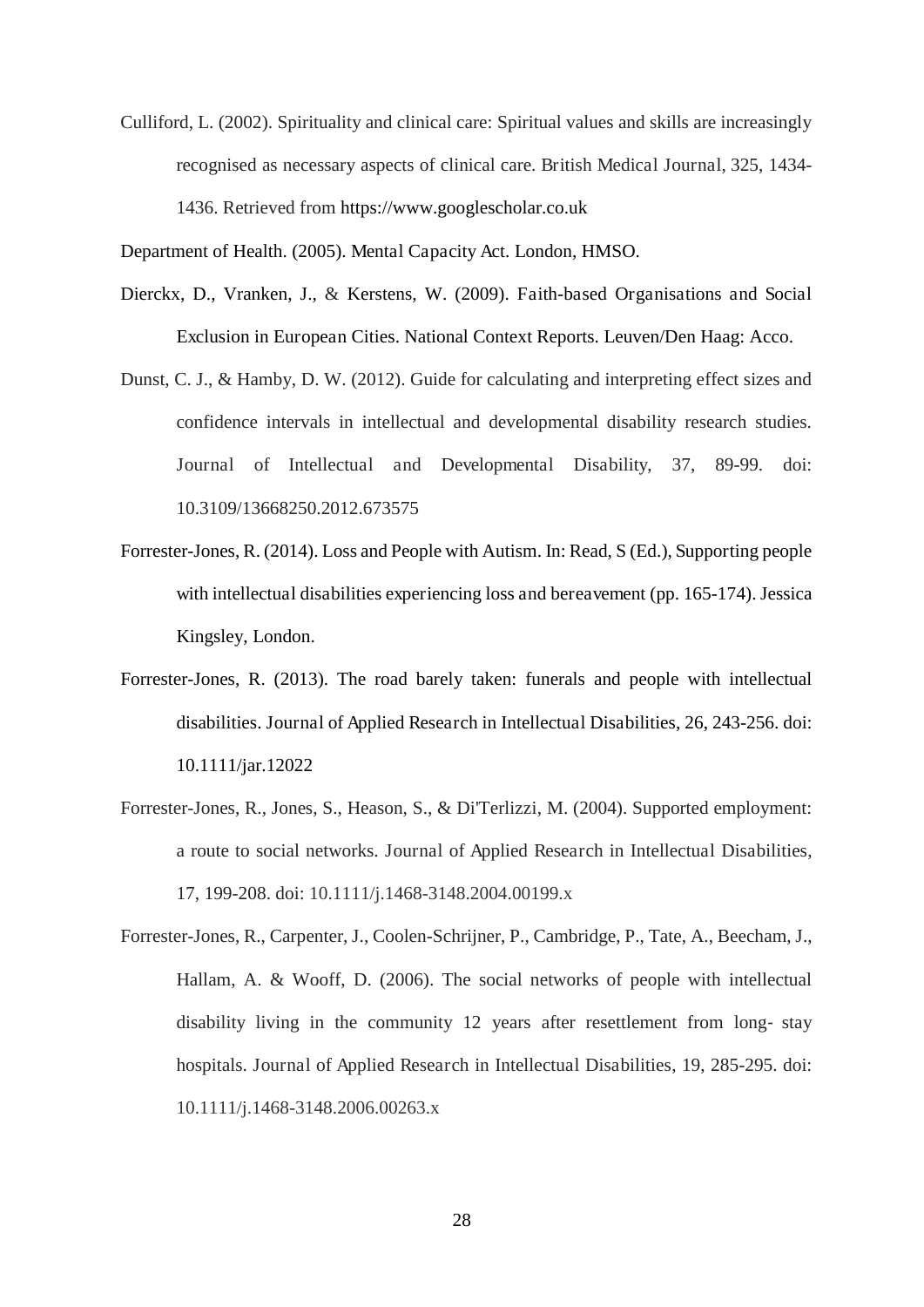Culliford, L. (2002). Spirituality and clinical care: Spiritual values and skills are increasingly recognised as necessary aspects of clinical care. British Medical Journal, 325, 1434-1436. Retrieved from https://www.googlescholar.co.uk

Department of Health. (2005). Mental Capacity Act. London, HMSO.

Dierckx, D., Vranken, J., & Kerstens, W. (2009). Faith-based Organisations and Social Exclusion in European Cities. National Context Reports. Leuven/Den Haag: Acco.

Dunst, C. J., & Hamby, D. W. (2012). Guide for calculating and interpreting effect sizes and confidence intervals in intellectual and developmental disability research studies. Journal of Intellectual and Developmental Disability, 37, 89-99. doi: 10.3109/13668250.2012.673575

Forrester-Jones, R. (2014). Loss and People with Autism. In: Read, S (Ed.), Supporting people with intellectual disabilities experiencing loss and bereavement (pp. 165-174). Jessica Kingsley, London.

Forrester-Jones, R. (2013). The road barely taken: funerals and people with intellectual disabilities. Journal of Applied Research in Intellectual Disabilities, 26, 243-256. doi: 10.1111/jar.12022

Forrester-Jones, R., Jones, S., Heason, S., & Di'Terlizzi, M. (2004). Supported employment: a route to social networks. Journal of Applied Research in Intellectual Disabilities, 17, 199-208. doi: 10.1111/j.1468-3148.2004.00199.x

Forrester-Jones, R., Carpenter, J., Coolen-Schrijner, P., Cambridge, P., Tate, A., Beecham, J., Hallam, A. & Wooff, D. (2006). The social networks of people with intellectual disability living in the community 12 years after resettlement from long- stay hospitals. Journal of Applied Research in Intellectual Disabilities, 19, 285-295. doi: 10.1111/j.1468-3148.2006.00263.x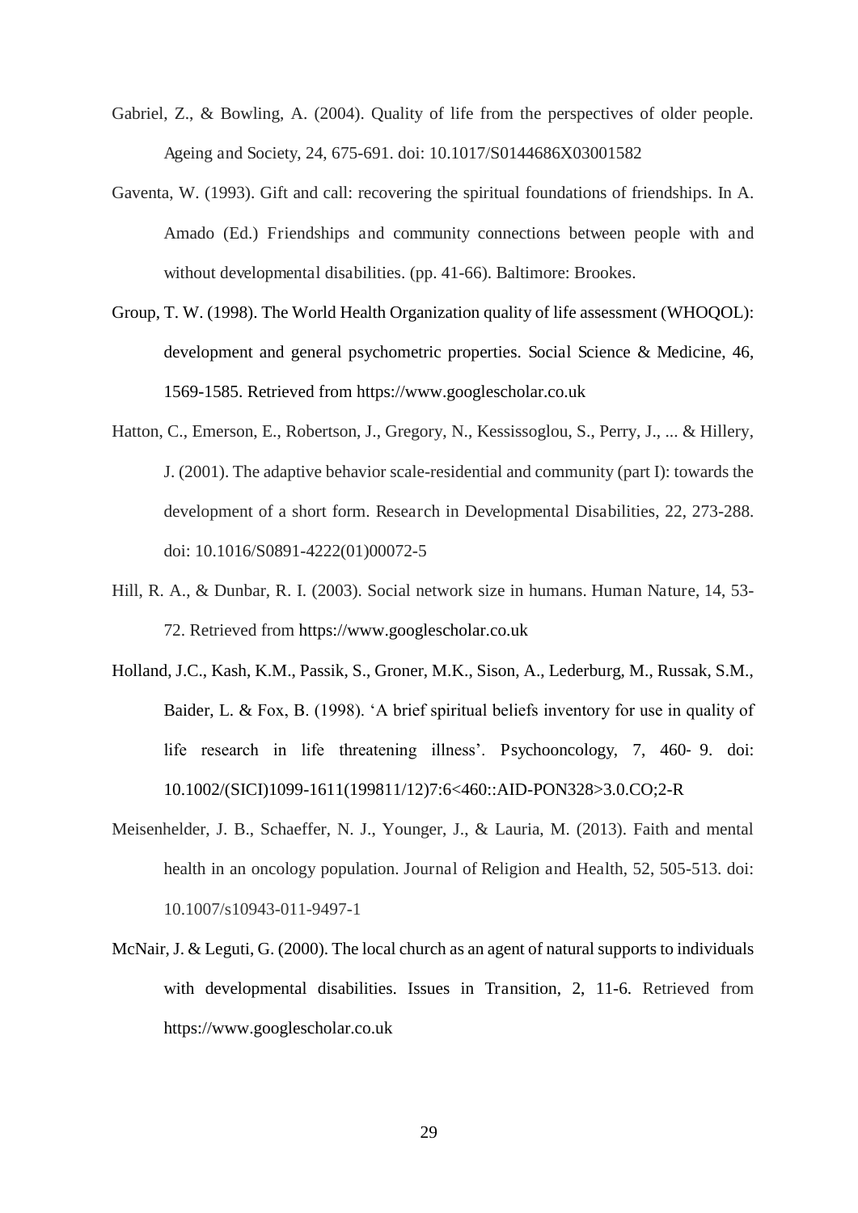Gabriel, Z., & Bowling, A. (2004). Quality of life from the perspectives of older people. Ageing and Society, 24, 675-691. doi: 10.1017/S0144686X03001582

Gaventa, W. (1993). Gift and call: recovering the spiritual foundations of friendships. In A. Amado (Ed.) Friendships and community connections between people with and without developmental disabilities. (pp. 41-66). Baltimore: Brookes.

Group, T. W. (1998). The World Health Organization quality of life assessment (WHOQOL): development and general psychometric properties. Social Science & Medicine, 46, 1569-1585. Retrieved from https://www.googlescholar.co.uk

Hatton, C., Emerson, E., Robertson, J., Gregory, N., Kessissoglou, S., Perry, J., ... & Hillery, J. (2001). The adaptive behavior scale-residential and community (part I): towards the development of a short form. Research in Developmental Disabilities, 22, 273-288. doi: 10.1016/S0891-4222(01)00072-5

Hill, R. A., & Dunbar, R. I. (2003). Social network size in humans. Human Nature, 14, 53-72. Retrieved from https://www.googlescholar.co.uk

Holland, J.C., Kash, K.M., Passik, S., Groner, M.K., Sison, A., Lederburg, M., Russak, S.M., Baider, L. & Fox, B. (1998). 'A brief spiritual beliefs inventory for use in quality of life research in life threatening illness'. Psychooncology, 7, 460- 9. doi: 10.1002/(SICI)1099-1611(199811/12)7:6<460::AID-PON328>3.0.CO;2-R

Meisenhelder, J. B., Schaeffer, N. J., Younger, J., & Lauria, M. (2013). Faith and mental health in an oncology population. Journal of Religion and Health, 52, 505-513. doi: 10.1007/s10943-011-9497-1

McNair, J. & Leguti, G. (2000). The local church as an agent of natural supports to individuals with developmental disabilities. Issues in Transition, 2, 11-6. Retrieved from https://www.googlescholar.co.uk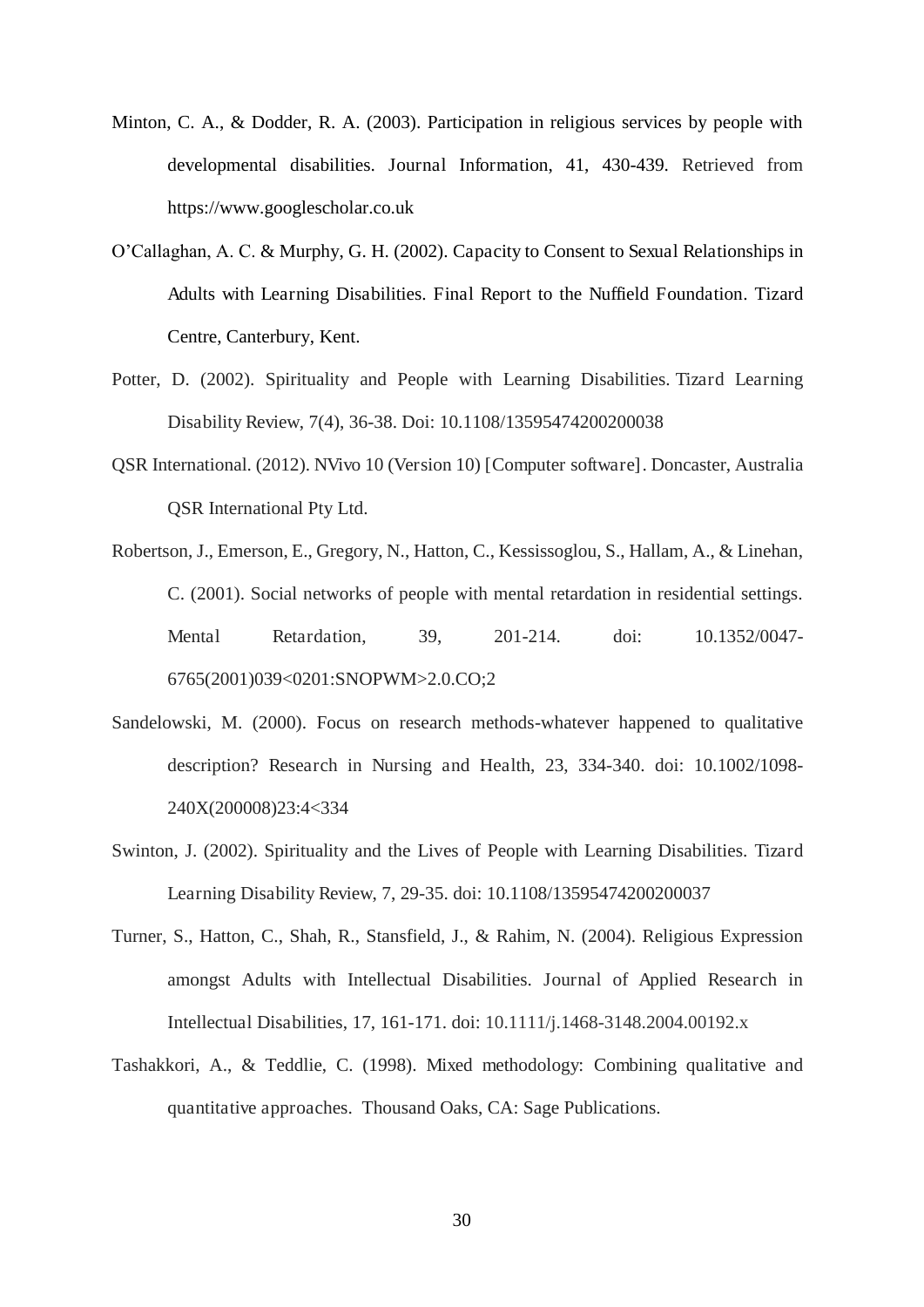Minton, C. A., & Dodder, R. A. (2003). Participation in religious services by people with developmental disabilities. Journal Information, 41, 430-439. Retrieved from https://www.googlescholar.co.uk

O'Callaghan, A. C. & Murphy, G. H. (2002). Capacity to Consent to Sexual Relationships in Adults with Learning Disabilities. Final Report to the Nuffield Foundation. Tizard Centre, Canterbury, Kent.

Potter, D. (2002). Spirituality and People with Learning Disabilities. Tizard Learning Disability Review, 7(4), 36-38. Doi: 10.1108/13595474200200038

QSR International. (2012). NVivo 10 (Version 10) [Computer software]. Doncaster, Australia QSR International Pty Ltd.

Robertson, J., Emerson, E., Gregory, N., Hatton, C., Kessissoglou, S., Hallam, A., & Linehan, C. (2001). Social networks of people with mental retardation in residential settings. Mental Retardation, 39, 201-214. doi: 10.1352/0047-6765(2001)039<0201:SNOPWM>2.0.CO;2

Sandelowski, M. (2000). Focus on research methods-whatever happened to qualitative description? Research in Nursing and Health, 23, 334-340. doi: 10.1002/1098-240X(200008)23:4<334

Swinton, J. (2002). Spirituality and the Lives of People with Learning Disabilities. Tizard Learning Disability Review, 7, 29-35. doi: 10.1108/13595474200200037

Turner, S., Hatton, C., Shah, R., Stansfield, J., & Rahim, N. (2004). Religious Expression amongst Adults with Intellectual Disabilities. Journal of Applied Research in Intellectual Disabilities, 17, 161-171. doi: 10.1111/j.1468-3148.2004.00192.x

Tashakkori, A., & Teddlie, C. (1998). Mixed methodology: Combining qualitative and quantitative approaches. Thousand Oaks, CA: Sage Publications.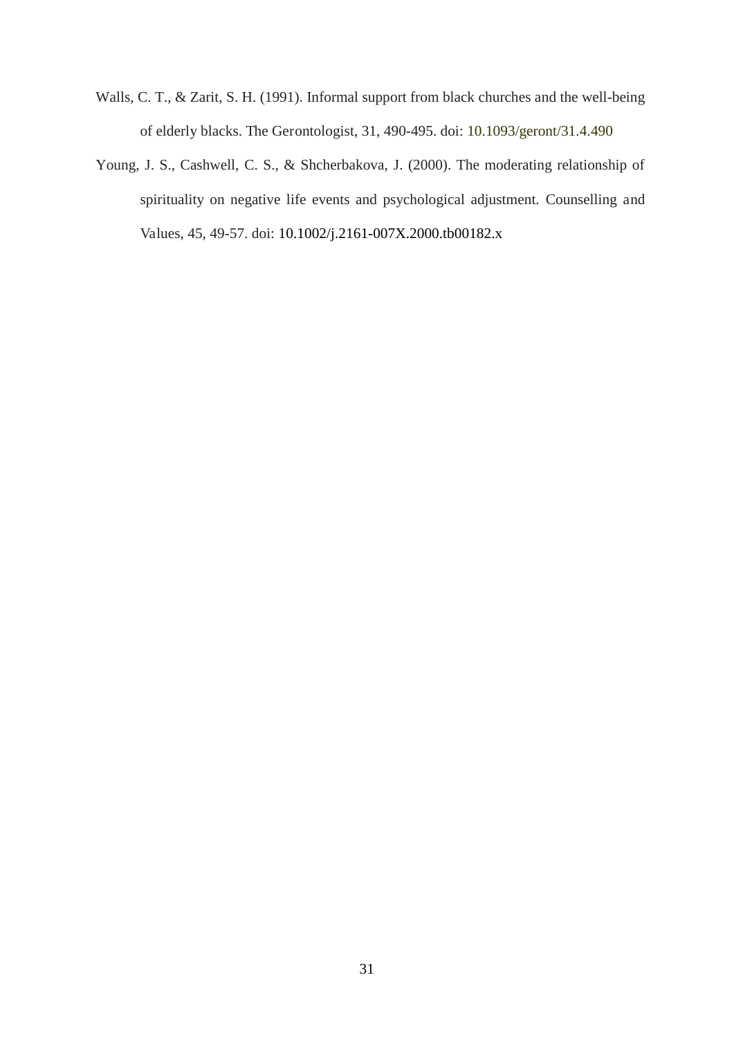Walls, C. T., & Zarit, S. H. (1991). Informal support from black churches and the well-being of elderly blacks. The Gerontologist, 31, 490-495. doi: 10.1093/geront/31.4.490

Young, J. S., Cashwell, C. S., & Shcherbakova, J. (2000). The moderating relationship of spirituality on negative life events and psychological adjustment. Counselling and Values, 45, 49-57. doi: 10.1002/j.2161-007X.2000.tb00182.x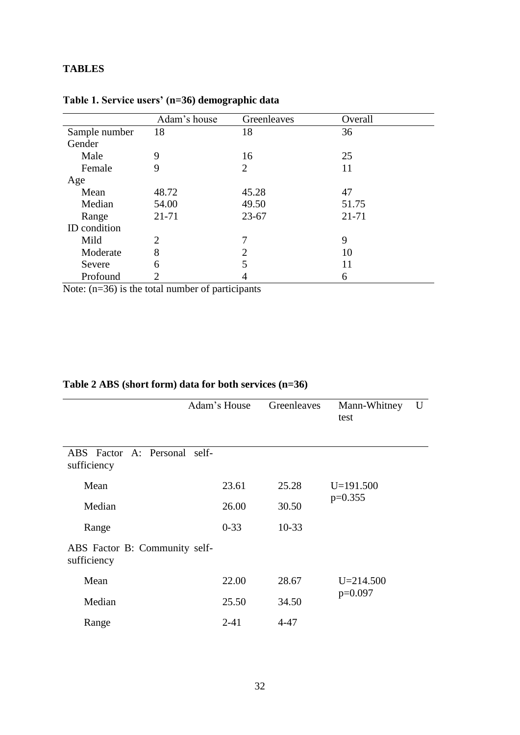**TABLES**

**Table 1. Service users' (n=36) demographic data**

| | Adam's house | Greenleaves | Overall |
|---|---|---|---|
| Sample number | 18 | 18 | 36 |
| Gender | | | |
| Male | 9 | 16 | 25 |
| Female | 9 | 2 | 11 |
| Age | | | |
| Mean | 48.72 | 45.28 | 47 |
| Median | 54.00 | 49.50 | 51.75 |
| Range | 21-71 | 23-67 | 21-71 |
| ID condition | | | |
| Mild | 2 | 7 | 9 |
| Moderate | 8 | 2 | 10 |
| Severe | 6 | 5 | 11 |
| Profound | 2 | 4 | 6 |

Note: (n=36) is the total number of participants

**Table 2 ABS (short form) data for both services (n=36)**

| | Adam's House | Greenleaves | Mann-Whitney U test |
|---|---|---|---|
| ABS Factor A: Personal self-sufficiency | | | |
| Mean | 23.61 | 25.28 | U=191.500 p=0.355 |
| Median | 26.00 | 30.50 | |
| Range | 0-33 | 10-33 | |
| ABS Factor B: Community self-sufficiency | | | |
| Mean | 22.00 | 28.67 | U=214.500 p=0.097 |
| Median | 25.50 | 34.50 | |
| Range | 2-41 | 4-47 | |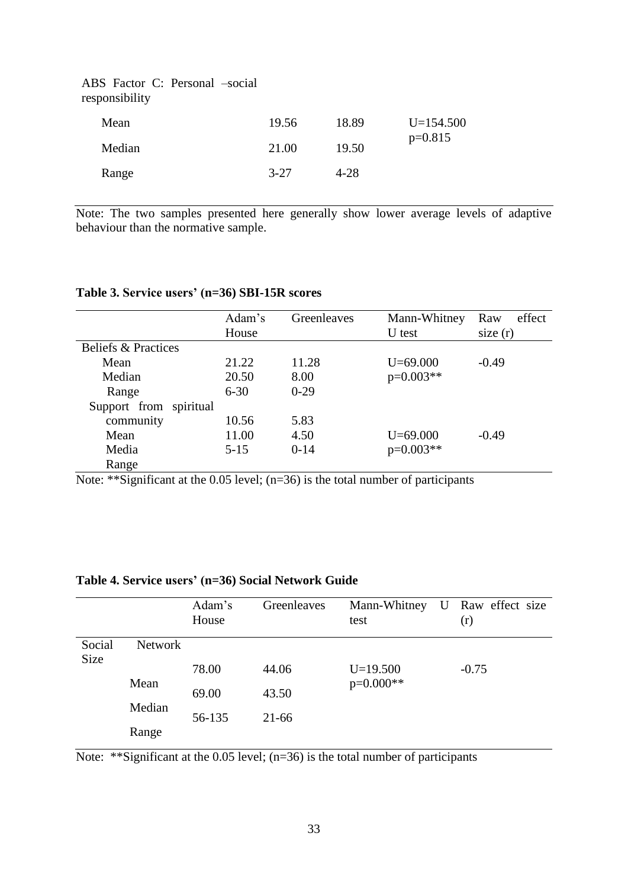| | | | |
|---|---|---|---|
| ABS Factor C: Personal –social responsibility | | | |
| Mean | 19.56 | 18.89 | U=154.500 p=0.815 |
| Median | 21.00 | 19.50 | |
| Range | 3-27 | 4-28 | |

Note: The two samples presented here generally show lower average levels of adaptive behaviour than the normative sample.

**Table 3. Service users' (n=36) SBI-15R scores**

| | Adam's House | Greenleaves | Mann-Whitney U test | Raw effect size (r) |
|---|---|---|---|---|
| Beliefs & Practices | | | | |
| Mean | 21.22 | 11.28 | U=69.000 | -0.49 |
| Median | 20.50 | 8.00 | p=0.003** | |
| Range | 6-30 | 0-29 | | |
| Support from spiritual community | 10.56 | 5.83 | | |
| Mean | 11.00 | 4.50 | U=69.000 | -0.49 |
| Media | 5-15 | 0-14 | p=0.003** | |
| Range | | | | |

Note: **Significant at the 0.05 level; (n=36) is the total number of participants

**Table 4. Service users' (n=36) Social Network Guide**

| | Adam's House | Greenleaves | Mann-Whitney U test | Raw effect size (r) |
|---|---|---|---|---|
| Social Network Size | | | | |
| Mean | 78.00 | 44.06 | U=19.500 p=0.000** | -0.75 |
| Median | 69.00 | 43.50 | | |
| Range | 56-135 | 21-66 | | |

Note: **Significant at the 0.05 level; (n=36) is the total number of participants